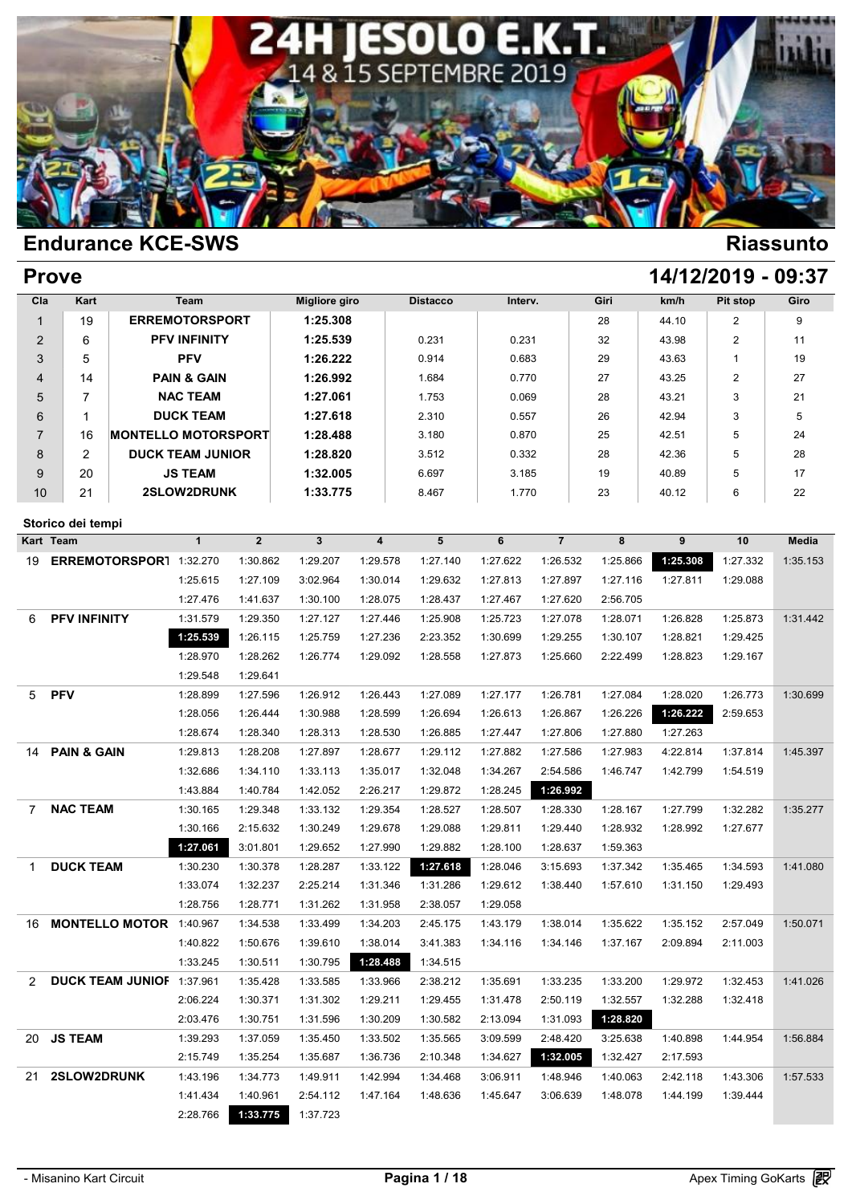# 24H JESOLO E.K.T.
14 & 15 SEPTEMBRE 2019

## Endurance KCE-SWS — Riassunto

## Prove — 14/12/2019 - 09:37

| Cla | Kart | Team | Migliore giro | Distacco | Interv. | Giri | km/h | Pit stop | Giro |
|---|---|---|---|---|---|---|---|---|---|
| 1 | 19 | ERREMOTORSPORT | 1:25.308 | | | 28 | 44.10 | 2 | 9 |
| 2 | 6 | PFV INFINITY | 1:25.539 | 0.231 | 0.231 | 32 | 43.98 | 2 | 11 |
| 3 | 5 | PFV | 1:26.222 | 0.914 | 0.683 | 29 | 43.63 | 1 | 19 |
| 4 | 14 | PAIN & GAIN | 1:26.992 | 1.684 | 0.770 | 27 | 43.25 | 2 | 27 |
| 5 | 7 | NAC TEAM | 1:27.061 | 1.753 | 0.069 | 28 | 43.21 | 3 | 21 |
| 6 | 1 | DUCK TEAM | 1:27.618 | 2.310 | 0.557 | 26 | 42.94 | 3 | 5 |
| 7 | 16 | MONTELLO MOTORSPORT | 1:28.488 | 3.180 | 0.870 | 25 | 42.51 | 5 | 24 |
| 8 | 2 | DUCK TEAM JUNIOR | 1:28.820 | 3.512 | 0.332 | 28 | 42.36 | 5 | 28 |
| 9 | 20 | JS TEAM | 1:32.005 | 6.697 | 3.185 | 19 | 40.89 | 5 | 17 |
| 10 | 21 | 2SLOW2DRUNK | 1:33.775 | 8.467 | 1.770 | 23 | 40.12 | 6 | 22 |

### Storico dei tempi

| Kart | Team | 1 | 2 | 3 | 4 | 5 | 6 | 7 | 8 | 9 | 10 | Media |
|---|---|---|---|---|---|---|---|---|---|---|---|---|
| 19 | ERREMOTORSPORT | 1:32.270 | 1:30.862 | 1:29.207 | 1:29.578 | 1:27.140 | 1:27.622 | 1:26.532 | 1:25.866 | **1:25.308** | 1:27.332 | 1:35.153 |
| | | 1:25.615 | 1:27.109 | 3:02.964 | 1:30.014 | 1:29.632 | 1:27.813 | 1:27.897 | 1:27.116 | 1:27.811 | 1:29.088 | |
| | | 1:27.476 | 1:41.637 | 1:30.100 | 1:28.075 | 1:28.437 | 1:27.467 | 1:27.620 | 2:56.705 | | | |
| 6 | PFV INFINITY | 1:31.579 | 1:29.350 | 1:27.127 | 1:27.446 | 1:25.908 | 1:25.723 | 1:27.078 | 1:28.071 | 1:26.828 | 1:25.873 | 1:31.442 |
| | | **1:25.539** | 1:26.115 | 1:25.759 | 1:27.236 | 2:23.352 | 1:30.699 | 1:29.255 | 1:30.107 | 1:28.821 | 1:29.425 | |
| | | 1:28.970 | 1:28.262 | 1:26.774 | 1:29.092 | 1:28.558 | 1:27.873 | 1:25.660 | 2:22.499 | 1:28.823 | 1:29.167 | |
| | | 1:29.548 | 1:29.641 | | | | | | | | | |
| 5 | PFV | 1:28.899 | 1:27.596 | 1:26.912 | 1:26.443 | 1:27.089 | 1:27.177 | 1:26.781 | 1:27.084 | 1:28.020 | 1:26.773 | 1:30.699 |
| | | 1:28.056 | 1:26.444 | 1:30.988 | 1:28.599 | 1:26.694 | 1:26.613 | 1:26.867 | 1:26.226 | **1:26.222** | 2:59.653 | |
| | | 1:28.674 | 1:28.340 | 1:28.313 | 1:28.530 | 1:26.885 | 1:27.447 | 1:27.806 | 1:27.880 | 1:27.263 | | |
| 14 | PAIN & GAIN | 1:29.813 | 1:28.208 | 1:27.897 | 1:28.677 | 1:29.112 | 1:27.882 | 1:27.586 | 1:27.983 | 4:22.814 | 1:37.814 | 1:45.397 |
| | | 1:32.686 | 1:34.110 | 1:33.113 | 1:35.017 | 1:32.048 | 1:34.267 | 2:54.586 | 1:46.747 | 1:42.799 | 1:54.519 | |
| | | 1:43.884 | 1:40.784 | 1:42.052 | 2:26.217 | 1:29.872 | 1:28.245 | **1:26.992** | | | | |
| 7 | NAC TEAM | 1:30.165 | 1:29.348 | 1:33.132 | 1:29.354 | 1:28.527 | 1:28.507 | 1:28.330 | 1:28.167 | 1:27.799 | 1:32.282 | 1:35.277 |
| | | 1:30.166 | 2:15.632 | 1:30.249 | 1:29.678 | 1:29.088 | 1:29.811 | 1:29.440 | 1:28.932 | 1:28.992 | 1:27.677 | |
| | | **1:27.061** | 3:01.801 | 1:29.652 | 1:27.990 | 1:29.882 | 1:28.100 | 1:28.637 | 1:59.363 | | | |
| 1 | DUCK TEAM | 1:30.230 | 1:30.378 | 1:28.287 | 1:33.122 | **1:27.618** | 1:28.046 | 3:15.693 | 1:37.342 | 1:35.465 | 1:34.593 | 1:41.080 |
| | | 1:33.074 | 1:32.237 | 2:25.214 | 1:31.346 | 1:31.286 | 1:29.612 | 1:38.440 | 1:57.610 | 1:31.150 | 1:29.493 | |
| | | 1:28.756 | 1:28.771 | 1:31.262 | 1:31.958 | 2:38.057 | 1:29.058 | | | | | |
| 16 | MONTELLO MOTOR | 1:40.967 | 1:34.538 | 1:33.499 | 1:34.203 | 2:45.175 | 1:43.179 | 1:38.014 | 1:35.622 | 1:35.152 | 2:57.049 | 1:50.071 |
| | | 1:40.822 | 1:50.676 | 1:39.610 | 1:38.014 | 3:41.383 | 1:34.116 | 1:34.146 | 1:37.167 | 2:09.894 | 2:11.003 | |
| | | 1:33.245 | 1:30.511 | 1:30.795 | **1:28.488** | 1:34.515 | | | | | | |
| 2 | DUCK TEAM JUNIOR | 1:37.961 | 1:35.428 | 1:33.585 | 1:33.966 | 2:38.212 | 1:35.691 | 1:33.235 | 1:33.200 | 1:29.972 | 1:32.453 | 1:41.026 |
| | | 2:06.224 | 1:30.371 | 1:31.302 | 1:29.211 | 1:29.455 | 1:31.478 | 2:50.119 | 1:32.557 | 1:32.288 | 1:32.418 | |
| | | 2:03.476 | 1:30.751 | 1:31.596 | 1:30.209 | 1:30.582 | 2:13.094 | 1:31.093 | **1:28.820** | | | |
| 20 | JS TEAM | 1:39.293 | 1:37.059 | 1:35.450 | 1:33.502 | 1:35.565 | 3:09.599 | 2:48.420 | 3:25.638 | 1:40.898 | 1:44.954 | 1:56.884 |
| | | 2:15.749 | 1:35.254 | 1:35.687 | 1:36.736 | 2:10.348 | 1:34.627 | **1:32.005** | 1:32.427 | 2:17.593 | | |
| 21 | 2SLOW2DRUNK | 1:43.196 | 1:34.773 | 1:49.911 | 1:42.994 | 1:34.468 | 3:06.911 | 1:48.946 | 1:40.063 | 2:42.118 | 1:43.306 | 1:57.533 |
| | | 1:41.434 | 1:40.961 | 2:54.112 | 1:47.164 | 1:48.636 | 1:45.647 | 3:06.639 | 1:48.078 | 1:44.199 | 1:39.444 | |
| | | 2:28.766 | **1:33.775** | 1:37.723 | | | | | | | | |

- Misanino Kart Circuit — Apex Timing GoKarts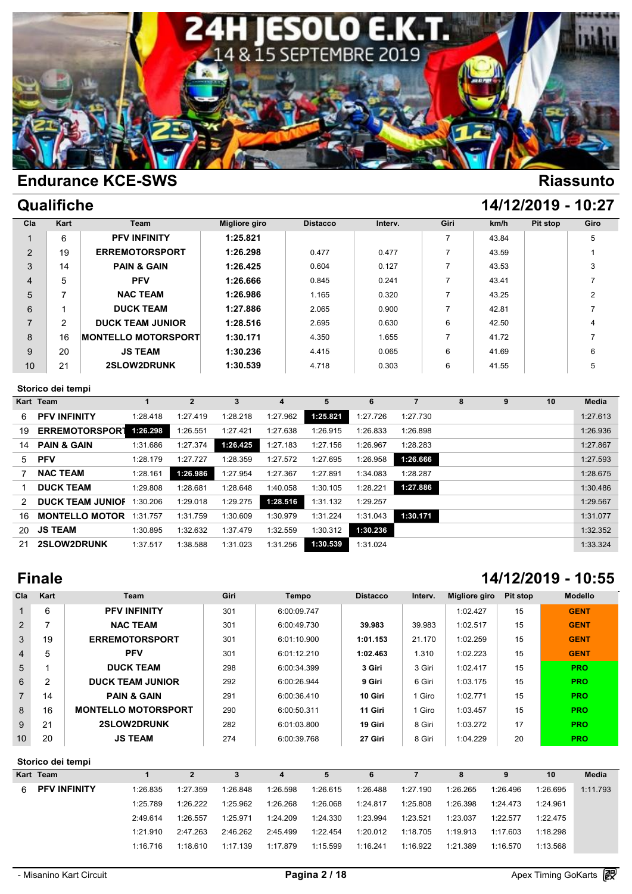# 24H JESOLO E.K.T.

14 & 15 SEPTEMBRE 2019

## Endurance KCE-SWS — Riassunto

## Qualifiche — 14/12/2019 - 10:27

| Cla | Kart | Team | Migliore giro | Distacco | Interv. | Giri | km/h | Pit stop | Giro |
|---|---|---|---|---|---|---|---|---|---|
| 1 | 6 | PFV INFINITY | 1:25.821 | | | 7 | 43.84 | | 5 |
| 2 | 19 | ERREMOTORSPORT | 1:26.298 | 0.477 | 0.477 | 7 | 43.59 | | 1 |
| 3 | 14 | PAIN & GAIN | 1:26.425 | 0.604 | 0.127 | 7 | 43.53 | | 3 |
| 4 | 5 | PFV | 1:26.666 | 0.845 | 0.241 | 7 | 43.41 | | 7 |
| 5 | 7 | NAC TEAM | 1:26.986 | 1.165 | 0.320 | 7 | 43.25 | | 2 |
| 6 | 1 | DUCK TEAM | 1:27.886 | 2.065 | 0.900 | 7 | 42.81 | | 7 |
| 7 | 2 | DUCK TEAM JUNIOR | 1:28.516 | 2.695 | 0.630 | 6 | 42.50 | | 4 |
| 8 | 16 | MONTELLO MOTORSPORT | 1:30.171 | 4.350 | 1.655 | 7 | 41.72 | | 7 |
| 9 | 20 | JS TEAM | 1:30.236 | 4.415 | 0.065 | 6 | 41.69 | | 6 |
| 10 | 21 | 2SLOW2DRUNK | 1:30.539 | 4.718 | 0.303 | 6 | 41.55 | | 5 |

### Storico dei tempi

| Kart | Team | 1 | 2 | 3 | 4 | 5 | 6 | 7 | 8 | 9 | 10 | Media |
|---|---|---|---|---|---|---|---|---|---|---|---|---|
| 6 | PFV INFINITY | 1:28.418 | 1:27.419 | 1:28.218 | 1:27.962 | **1:25.821** | 1:27.726 | 1:27.730 | | | | 1:27.613 |
| 19 | ERREMOTORSPORT | **1:26.298** | 1:26.551 | 1:27.421 | 1:27.638 | 1:26.915 | 1:26.833 | 1:26.898 | | | | 1:26.936 |
| 14 | PAIN & GAIN | 1:31.686 | 1:27.374 | **1:26.425** | 1:27.183 | 1:27.156 | 1:26.967 | 1:28.283 | | | | 1:27.867 |
| 5 | PFV | 1:28.179 | 1:27.727 | 1:28.359 | 1:27.572 | 1:27.695 | 1:26.958 | **1:26.666** | | | | 1:27.593 |
| 7 | NAC TEAM | 1:28.161 | **1:26.986** | 1:27.954 | 1:27.367 | 1:27.891 | 1:34.083 | 1:28.287 | | | | 1:28.675 |
| 1 | DUCK TEAM | 1:29.808 | 1:28.681 | 1:28.648 | 1:40.058 | 1:30.105 | 1:28.221 | **1:27.886** | | | | 1:30.486 |
| 2 | DUCK TEAM JUNIOR | 1:30.206 | 1:29.018 | 1:29.275 | **1:28.516** | 1:31.132 | 1:29.257 | | | | | 1:29.567 |
| 16 | MONTELLO MOTOR | 1:31.757 | 1:31.759 | 1:30.609 | 1:30.979 | 1:31.224 | 1:31.043 | **1:30.171** | | | | 1:31.077 |
| 20 | JS TEAM | 1:30.895 | 1:32.632 | 1:37.479 | 1:32.559 | 1:30.312 | **1:30.236** | | | | | 1:32.352 |
| 21 | 2SLOW2DRUNK | 1:37.517 | 1:38.588 | 1:31.023 | 1:31.256 | **1:30.539** | 1:31.024 | | | | | 1:33.324 |

## Finale — 14/12/2019 - 10:55

| Cla | Kart | Team | Giri | Tempo | Distacco | Interv. | Migliore giro | Pit stop | Modello |
|---|---|---|---|---|---|---|---|---|---|
| 1 | 6 | PFV INFINITY | 301 | 6:00:09.747 | | | 1:02.427 | 15 | GENT |
| 2 | 7 | NAC TEAM | 301 | 6:00:49.730 | 39.983 | 39.983 | 1:02.517 | 15 | GENT |
| 3 | 19 | ERREMOTORSPORT | 301 | 6:01:10.900 | 1:01.153 | 21.170 | 1:02.259 | 15 | GENT |
| 4 | 5 | PFV | 301 | 6:01:12.210 | 1:02.463 | 1.310 | 1:02.223 | 15 | GENT |
| 5 | 1 | DUCK TEAM | 298 | 6:00:34.399 | 3 Giri | 3 Giri | 1:02.417 | 15 | PRO |
| 6 | 2 | DUCK TEAM JUNIOR | 292 | 6:00:26.944 | 9 Giri | 6 Giri | 1:03.175 | 15 | PRO |
| 7 | 14 | PAIN & GAIN | 291 | 6:00:36.410 | 10 Giri | 1 Giro | 1:02.771 | 15 | PRO |
| 8 | 16 | MONTELLO MOTORSPORT | 290 | 6:00:50.311 | 11 Giri | 1 Giro | 1:03.457 | 15 | PRO |
| 9 | 21 | 2SLOW2DRUNK | 282 | 6:01:03.800 | 19 Giri | 8 Giri | 1:03.272 | 17 | PRO |
| 10 | 20 | JS TEAM | 274 | 6:00:39.768 | 27 Giri | 8 Giri | 1:04.229 | 20 | PRO |

### Storico dei tempi

| Kart | Team | 1 | 2 | 3 | 4 | 5 | 6 | 7 | 8 | 9 | 10 | Media |
|---|---|---|---|---|---|---|---|---|---|---|---|---|
| 6 | PFV INFINITY | 1:26.835 | 1:27.359 | 1:26.848 | 1:26.598 | 1:26.615 | 1:26.488 | 1:27.190 | 1:26.265 | 1:26.496 | 1:26.695 | 1:11.793 |
| | | 1:25.789 | 1:26.222 | 1:25.962 | 1:26.268 | 1:26.068 | 1:24.817 | 1:25.808 | 1:26.398 | 1:24.473 | 1:24.961 | |
| | | 2:49.614 | 1:26.557 | 1:25.971 | 1:24.209 | 1:24.330 | 1:23.994 | 1:23.521 | 1:23.037 | 1:22.577 | 1:22.475 | |
| | | 1:21.910 | 2:47.263 | 2:46.262 | 2:45.499 | 1:22.454 | 1:20.012 | 1:18.705 | 1:19.913 | 1:17.603 | 1:18.298 | |
| | | 1:16.716 | 1:18.610 | 1:17.139 | 1:17.879 | 1:15.599 | 1:16.241 | 1:16.922 | 1:21.389 | 1:16.570 | 1:13.568 | |

- Misanino Kart Circuit — Apex Timing GoKarts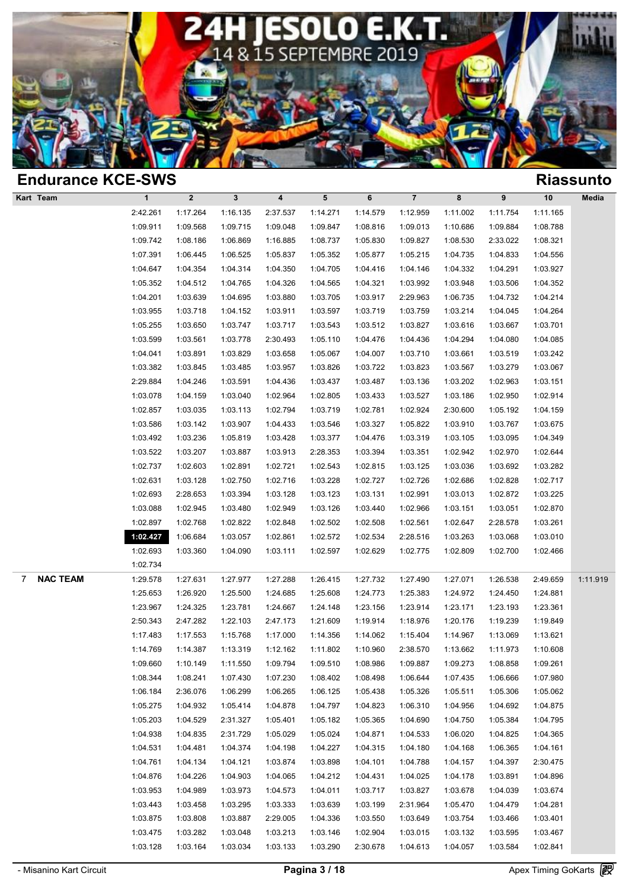# 24H JESOLO E.K.T.

14 & 15 SEPTEMBRE 2019

## Endurance KCE-SWS

## Riassunto

| Kart | Team | 1 | 2 | 3 | 4 | 5 | 6 | 7 | 8 | 9 | 10 | Media |
|---|---|---|---|---|---|---|---|---|---|---|---|---|
| | | 2:42.261 | 1:17.264 | 1:16.135 | 2:37.537 | 1:14.271 | 1:14.579 | 1:12.959 | 1:11.002 | 1:11.754 | 1:11.165 | |
| | | 1:09.911 | 1:09.568 | 1:09.715 | 1:09.048 | 1:09.847 | 1:08.816 | 1:09.013 | 1:10.686 | 1:09.884 | 1:08.788 | |
| | | 1:09.742 | 1:08.186 | 1:06.869 | 1:16.885 | 1:08.737 | 1:05.830 | 1:09.827 | 1:08.530 | 2:33.022 | 1:08.321 | |
| | | 1:07.391 | 1:06.445 | 1:06.525 | 1:05.837 | 1:05.352 | 1:05.877 | 1:05.215 | 1:04.735 | 1:04.833 | 1:04.556 | |
| | | 1:04.647 | 1:04.354 | 1:04.314 | 1:04.350 | 1:04.705 | 1:04.416 | 1:04.146 | 1:04.332 | 1:04.291 | 1:03.927 | |
| | | 1:05.352 | 1:04.512 | 1:04.765 | 1:04.326 | 1:04.565 | 1:04.321 | 1:03.992 | 1:03.948 | 1:03.506 | 1:04.352 | |
| | | 1:04.201 | 1:03.639 | 1:04.695 | 1:03.880 | 1:03.705 | 1:03.917 | 2:29.963 | 1:06.735 | 1:04.732 | 1:04.214 | |
| | | 1:03.955 | 1:03.718 | 1:04.152 | 1:03.911 | 1:03.597 | 1:03.719 | 1:03.759 | 1:03.214 | 1:04.045 | 1:04.264 | |
| | | 1:05.255 | 1:03.650 | 1:03.747 | 1:03.717 | 1:03.543 | 1:03.512 | 1:03.827 | 1:03.616 | 1:03.667 | 1:03.701 | |
| | | 1:03.599 | 1:03.561 | 1:03.778 | 2:30.493 | 1:05.110 | 1:04.476 | 1:04.436 | 1:04.294 | 1:04.080 | 1:04.085 | |
| | | 1:04.041 | 1:03.891 | 1:03.829 | 1:03.658 | 1:05.067 | 1:04.007 | 1:03.710 | 1:03.661 | 1:03.519 | 1:03.242 | |
| | | 1:03.382 | 1:03.845 | 1:03.485 | 1:03.957 | 1:03.826 | 1:03.722 | 1:03.823 | 1:03.567 | 1:03.279 | 1:03.067 | |
| | | 2:29.884 | 1:04.246 | 1:03.591 | 1:04.436 | 1:03.437 | 1:03.487 | 1:03.136 | 1:03.202 | 1:02.963 | 1:03.151 | |
| | | 1:03.078 | 1:04.159 | 1:03.040 | 1:02.964 | 1:02.805 | 1:03.433 | 1:03.527 | 1:03.186 | 1:02.950 | 1:02.914 | |
| | | 1:02.857 | 1:03.035 | 1:03.113 | 1:02.794 | 1:03.719 | 1:02.781 | 1:02.924 | 2:30.600 | 1:05.192 | 1:04.159 | |
| | | 1:03.586 | 1:03.142 | 1:03.907 | 1:04.433 | 1:03.546 | 1:03.327 | 1:05.822 | 1:03.910 | 1:03.767 | 1:03.675 | |
| | | 1:03.492 | 1:03.236 | 1:05.819 | 1:03.428 | 1:03.377 | 1:04.476 | 1:03.319 | 1:03.105 | 1:03.095 | 1:04.349 | |
| | | 1:03.522 | 1:03.207 | 1:03.887 | 1:03.913 | 2:28.353 | 1:03.394 | 1:03.351 | 1:02.942 | 1:02.970 | 1:02.644 | |
| | | 1:02.737 | 1:02.603 | 1:02.891 | 1:02.721 | 1:02.543 | 1:02.815 | 1:03.125 | 1:03.036 | 1:03.692 | 1:03.282 | |
| | | 1:02.631 | 1:03.128 | 1:02.750 | 1:02.716 | 1:03.228 | 1:02.727 | 1:02.726 | 1:02.686 | 1:02.828 | 1:02.717 | |
| | | 1:02.693 | 2:28.653 | 1:03.394 | 1:03.128 | 1:03.123 | 1:03.131 | 1:02.991 | 1:03.013 | 1:02.872 | 1:03.225 | |
| | | 1:03.088 | 1:02.945 | 1:03.480 | 1:02.949 | 1:03.126 | 1:03.440 | 1:02.966 | 1:03.151 | 1:03.051 | 1:02.870 | |
| | | 1:02.897 | 1:02.768 | 1:02.822 | 1:02.848 | 1:02.502 | 1:02.508 | 1:02.561 | 1:02.647 | 2:28.578 | 1:03.261 | |
| | | **1:02.427** | 1:06.684 | 1:03.057 | 1:02.861 | 1:02.572 | 1:02.534 | 2:28.516 | 1:03.263 | 1:03.068 | 1:03.010 | |
| | | 1:02.693 | 1:03.360 | 1:04.090 | 1:03.111 | 1:02.597 | 1:02.629 | 1:02.775 | 1:02.809 | 1:02.700 | 1:02.466 | |
| | | 1:02.734 | | | | | | | | | | |
| 7 | **NAC TEAM** | 1:29.578 | 1:27.631 | 1:27.977 | 1:27.288 | 1:26.415 | 1:27.732 | 1:27.490 | 1:27.071 | 1:26.538 | 2:49.659 | 1:11.919 |
| | | 1:25.653 | 1:26.920 | 1:25.500 | 1:24.685 | 1:25.608 | 1:24.773 | 1:25.383 | 1:24.972 | 1:24.450 | 1:24.881 | |
| | | 1:23.967 | 1:24.325 | 1:23.781 | 1:24.667 | 1:24.148 | 1:23.156 | 1:23.914 | 1:23.171 | 1:23.193 | 1:23.361 | |
| | | 2:50.343 | 2:47.282 | 1:22.103 | 2:47.173 | 1:21.609 | 1:19.914 | 1:18.976 | 1:20.176 | 1:19.239 | 1:19.849 | |
| | | 1:17.483 | 1:17.553 | 1:15.768 | 1:17.000 | 1:14.356 | 1:14.062 | 1:15.404 | 1:14.967 | 1:13.069 | 1:13.621 | |
| | | 1:14.769 | 1:14.387 | 1:13.319 | 1:12.162 | 1:11.802 | 1:10.960 | 2:38.570 | 1:13.662 | 1:11.973 | 1:10.608 | |
| | | 1:09.660 | 1:10.149 | 1:11.550 | 1:09.794 | 1:09.510 | 1:08.986 | 1:09.887 | 1:09.273 | 1:08.858 | 1:09.261 | |
| | | 1:08.344 | 1:08.241 | 1:07.430 | 1:07.230 | 1:08.402 | 1:08.498 | 1:06.644 | 1:07.435 | 1:06.666 | 1:07.980 | |
| | | 1:06.184 | 2:36.076 | 1:06.299 | 1:06.265 | 1:06.125 | 1:05.438 | 1:05.326 | 1:05.511 | 1:05.306 | 1:05.062 | |
| | | 1:05.275 | 1:04.932 | 1:05.414 | 1:04.878 | 1:04.797 | 1:04.823 | 1:06.310 | 1:04.956 | 1:04.692 | 1:04.875 | |
| | | 1:05.203 | 1:04.529 | 2:31.327 | 1:05.401 | 1:05.182 | 1:05.365 | 1:04.690 | 1:04.750 | 1:05.384 | 1:04.795 | |
| | | 1:04.938 | 1:04.835 | 2:31.729 | 1:05.029 | 1:05.024 | 1:04.871 | 1:04.533 | 1:06.020 | 1:04.825 | 1:04.365 | |
| | | 1:04.531 | 1:04.481 | 1:04.374 | 1:04.198 | 1:04.227 | 1:04.315 | 1:04.180 | 1:04.168 | 1:06.365 | 1:04.161 | |
| | | 1:04.761 | 1:04.134 | 1:04.121 | 1:03.874 | 1:03.898 | 1:04.101 | 1:04.788 | 1:04.157 | 1:04.397 | 2:30.475 | |
| | | 1:04.876 | 1:04.226 | 1:04.903 | 1:04.065 | 1:04.212 | 1:04.431 | 1:04.025 | 1:04.178 | 1:03.891 | 1:04.896 | |
| | | 1:03.953 | 1:04.989 | 1:03.973 | 1:04.573 | 1:04.011 | 1:03.717 | 1:03.827 | 1:03.678 | 1:04.039 | 1:03.674 | |
| | | 1:03.443 | 1:03.458 | 1:03.295 | 1:03.333 | 1:03.639 | 1:03.199 | 2:31.964 | 1:05.470 | 1:04.479 | 1:04.281 | |
| | | 1:03.875 | 1:03.808 | 1:03.887 | 2:29.005 | 1:04.336 | 1:03.550 | 1:03.649 | 1:03.754 | 1:03.466 | 1:03.401 | |
| | | 1:03.475 | 1:03.282 | 1:03.048 | 1:03.213 | 1:03.146 | 1:02.904 | 1:03.015 | 1:03.132 | 1:03.595 | 1:03.467 | |
| | | 1:03.128 | 1:03.164 | 1:03.034 | 1:03.133 | 1:03.290 | 2:30.678 | 1:04.613 | 1:04.057 | 1:03.584 | 1:02.841 | |

- Misanino Kart Circuit

Apex Timing GoKarts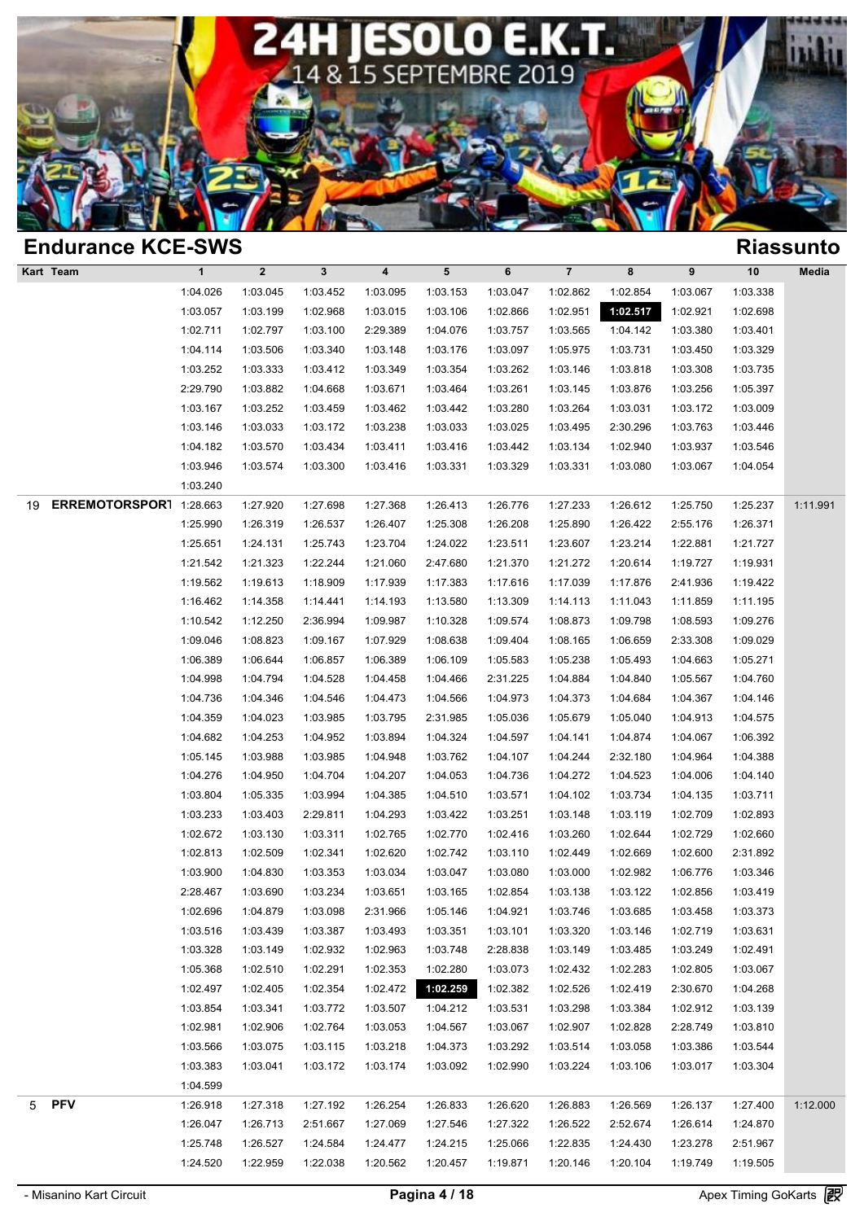## Endurance KCE-SWS

## Riassunto

| Kart | Team | 1 | 2 | 3 | 4 | 5 | 6 | 7 | 8 | 9 | 10 | Media |
|---|---|---|---|---|---|---|---|---|---|---|---|---|
| | | 1:04.026 | 1:03.045 | 1:03.452 | 1:03.095 | 1:03.153 | 1:03.047 | 1:02.862 | 1:02.854 | 1:03.067 | 1:03.338 | |
| | | 1:03.057 | 1:03.199 | 1:02.968 | 1:03.015 | 1:03.106 | 1:02.866 | 1:02.951 | **1:02.517** | 1:02.921 | 1:02.698 | |
| | | 1:02.711 | 1:02.797 | 1:03.100 | 2:29.389 | 1:04.076 | 1:03.757 | 1:03.565 | 1:04.142 | 1:03.380 | 1:03.401 | |
| | | 1:04.114 | 1:03.506 | 1:03.340 | 1:03.148 | 1:03.176 | 1:03.097 | 1:05.975 | 1:03.731 | 1:03.450 | 1:03.329 | |
| | | 1:03.252 | 1:03.333 | 1:03.412 | 1:03.349 | 1:03.354 | 1:03.262 | 1:03.146 | 1:03.818 | 1:03.308 | 1:03.735 | |
| | | 2:29.790 | 1:03.882 | 1:04.668 | 1:03.671 | 1:03.464 | 1:03.261 | 1:03.145 | 1:03.876 | 1:03.256 | 1:05.397 | |
| | | 1:03.167 | 1:03.252 | 1:03.459 | 1:03.462 | 1:03.442 | 1:03.280 | 1:03.264 | 1:03.031 | 1:03.172 | 1:03.009 | |
| | | 1:03.146 | 1:03.033 | 1:03.172 | 1:03.238 | 1:03.033 | 1:03.025 | 1:03.495 | 2:30.296 | 1:03.763 | 1:03.446 | |
| | | 1:04.182 | 1:03.570 | 1:03.434 | 1:03.411 | 1:03.416 | 1:03.442 | 1:03.134 | 1:02.940 | 1:03.937 | 1:03.546 | |
| | | 1:03.946 | 1:03.574 | 1:03.300 | 1:03.416 | 1:03.331 | 1:03.329 | 1:03.331 | 1:03.080 | 1:03.067 | 1:04.054 | |
| | | 1:03.240 | | | | | | | | | | |
| 19 | ERREMOTORSPORT | 1:28.663 | 1:27.920 | 1:27.698 | 1:27.368 | 1:26.413 | 1:26.776 | 1:27.233 | 1:26.612 | 1:25.750 | 1:25.237 | 1:11.991 |
| | | 1:25.990 | 1:26.319 | 1:26.537 | 1:26.407 | 1:25.308 | 1:26.208 | 1:25.890 | 1:26.422 | 2:55.176 | 1:26.371 | |
| | | 1:25.651 | 1:24.131 | 1:25.743 | 1:23.704 | 1:24.022 | 1:23.511 | 1:23.607 | 1:23.214 | 1:22.881 | 1:21.727 | |
| | | 1:21.542 | 1:21.323 | 1:22.244 | 1:21.060 | 2:47.680 | 1:21.370 | 1:21.272 | 1:20.614 | 1:19.727 | 1:19.931 | |
| | | 1:19.562 | 1:19.613 | 1:18.909 | 1:17.939 | 1:17.383 | 1:17.616 | 1:17.039 | 1:17.876 | 2:41.936 | 1:19.422 | |
| | | 1:16.462 | 1:14.358 | 1:14.441 | 1:14.193 | 1:13.580 | 1:13.309 | 1:14.113 | 1:11.043 | 1:11.859 | 1:11.195 | |
| | | 1:10.542 | 1:12.250 | 2:36.994 | 1:09.987 | 1:10.328 | 1:09.574 | 1:08.873 | 1:09.798 | 1:08.593 | 1:09.276 | |
| | | 1:09.046 | 1:08.823 | 1:09.167 | 1:07.929 | 1:08.638 | 1:09.404 | 1:08.165 | 1:06.659 | 2:33.308 | 1:09.029 | |
| | | 1:06.389 | 1:06.644 | 1:06.857 | 1:06.389 | 1:06.109 | 1:05.583 | 1:05.238 | 1:05.493 | 1:04.663 | 1:05.271 | |
| | | 1:04.998 | 1:04.794 | 1:04.528 | 1:04.458 | 1:04.466 | 2:31.225 | 1:04.884 | 1:04.840 | 1:05.567 | 1:04.760 | |
| | | 1:04.736 | 1:04.346 | 1:04.546 | 1:04.473 | 1:04.566 | 1:04.973 | 1:04.373 | 1:04.684 | 1:04.367 | 1:04.146 | |
| | | 1:04.359 | 1:04.023 | 1:03.985 | 1:03.795 | 2:31.985 | 1:05.036 | 1:05.679 | 1:05.040 | 1:04.913 | 1:04.575 | |
| | | 1:04.682 | 1:04.253 | 1:04.952 | 1:03.894 | 1:04.324 | 1:04.597 | 1:04.141 | 1:04.874 | 1:04.067 | 1:06.392 | |
| | | 1:05.145 | 1:03.988 | 1:03.985 | 1:04.948 | 1:03.762 | 1:04.107 | 1:04.244 | 2:32.180 | 1:04.964 | 1:04.388 | |
| | | 1:04.276 | 1:04.950 | 1:04.704 | 1:04.207 | 1:04.053 | 1:04.736 | 1:04.272 | 1:04.523 | 1:04.006 | 1:04.140 | |
| | | 1:03.804 | 1:05.335 | 1:03.994 | 1:04.385 | 1:04.510 | 1:03.571 | 1:04.102 | 1:03.734 | 1:04.135 | 1:03.711 | |
| | | 1:03.233 | 1:03.403 | 2:29.811 | 1:04.293 | 1:03.422 | 1:03.251 | 1:03.148 | 1:03.119 | 1:02.709 | 1:02.893 | |
| | | 1:02.672 | 1:03.130 | 1:03.311 | 1:02.765 | 1:02.770 | 1:02.416 | 1:03.260 | 1:02.644 | 1:02.729 | 1:02.660 | |
| | | 1:02.813 | 1:02.509 | 1:02.341 | 1:02.620 | 1:02.742 | 1:03.110 | 1:02.449 | 1:02.669 | 1:02.600 | 2:31.892 | |
| | | 1:03.900 | 1:04.830 | 1:03.353 | 1:03.034 | 1:03.047 | 1:03.080 | 1:03.000 | 1:02.982 | 1:06.776 | 1:03.346 | |
| | | 2:28.467 | 1:03.690 | 1:03.234 | 1:03.651 | 1:03.165 | 1:02.854 | 1:03.138 | 1:03.122 | 1:02.856 | 1:03.419 | |
| | | 1:02.696 | 1:04.879 | 1:03.098 | 2:31.966 | 1:05.146 | 1:04.921 | 1:03.746 | 1:03.685 | 1:03.458 | 1:03.373 | |
| | | 1:03.516 | 1:03.439 | 1:03.387 | 1:03.493 | 1:03.351 | 1:03.101 | 1:03.320 | 1:03.146 | 1:02.719 | 1:03.631 | |
| | | 1:03.328 | 1:03.149 | 1:02.932 | 1:02.963 | 1:03.748 | 2:28.838 | 1:03.149 | 1:03.485 | 1:03.249 | 1:02.491 | |
| | | 1:05.368 | 1:02.510 | 1:02.291 | 1:02.353 | 1:02.280 | 1:03.073 | 1:02.432 | 1:02.283 | 1:02.805 | 1:03.067 | |
| | | 1:02.497 | 1:02.405 | 1:02.354 | 1:02.472 | **1:02.259** | 1:02.382 | 1:02.526 | 1:02.419 | 2:30.670 | 1:04.268 | |
| | | 1:03.854 | 1:03.341 | 1:03.772 | 1:03.507 | 1:04.212 | 1:03.531 | 1:03.298 | 1:03.384 | 1:02.912 | 1:03.139 | |
| | | 1:02.981 | 1:02.906 | 1:02.764 | 1:03.053 | 1:04.567 | 1:03.067 | 1:02.907 | 1:02.828 | 2:28.749 | 1:03.810 | |
| | | 1:03.566 | 1:03.075 | 1:03.115 | 1:03.218 | 1:04.373 | 1:03.292 | 1:03.514 | 1:03.058 | 1:03.386 | 1:03.544 | |
| | | 1:03.383 | 1:03.041 | 1:03.172 | 1:03.174 | 1:03.092 | 1:02.990 | 1:03.224 | 1:03.106 | 1:03.017 | 1:03.304 | |
| | | 1:04.599 | | | | | | | | | | |
| 5 | PFV | 1:26.918 | 1:27.318 | 1:27.192 | 1:26.254 | 1:26.833 | 1:26.620 | 1:26.883 | 1:26.569 | 1:26.137 | 1:27.400 | 1:12.000 |
| | | 1:26.047 | 1:26.713 | 2:51.667 | 1:27.069 | 1:27.546 | 1:27.322 | 1:26.522 | 2:52.674 | 1:26.614 | 1:24.870 | |
| | | 1:25.748 | 1:26.527 | 1:24.584 | 1:24.477 | 1:24.215 | 1:25.066 | 1:22.835 | 1:24.430 | 1:23.278 | 2:51.967 | |
| | | 1:24.520 | 1:22.959 | 1:22.038 | 1:20.562 | 1:20.457 | 1:19.871 | 1:20.146 | 1:20.104 | 1:19.749 | 1:19.505 | |

- Misanino Kart Circuit

Apex Timing GoKarts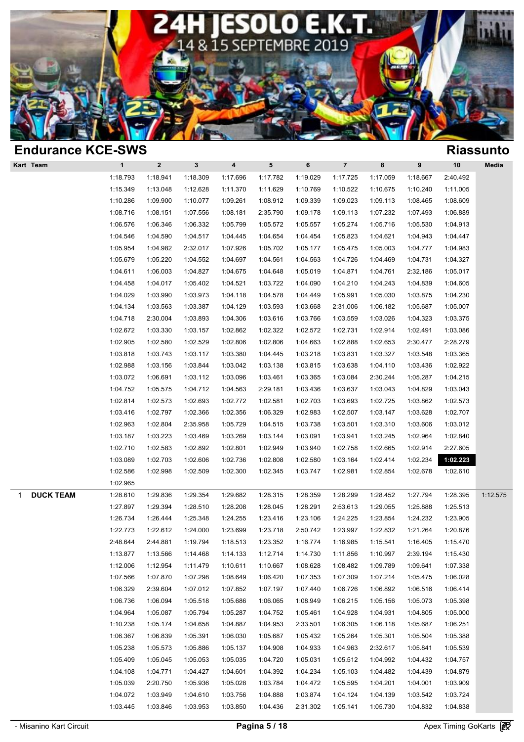# 24H JESOLO E.K.T.

14 & 15 SEPTEMBRE 2019

## Endurance KCE-SWS

## Riassunto

| Kart | Team | 1 | 2 | 3 | 4 | 5 | 6 | 7 | 8 | 9 | 10 | Media |
|---|---|---|---|---|---|---|---|---|---|---|---|---|
| | | 1:18.793 | 1:18.941 | 1:18.309 | 1:17.696 | 1:17.782 | 1:19.029 | 1:17.725 | 1:17.059 | 1:18.667 | 2:40.492 | |
| | | 1:15.349 | 1:13.048 | 1:12.628 | 1:11.370 | 1:11.629 | 1:10.769 | 1:10.522 | 1:10.675 | 1:10.240 | 1:11.005 | |
| | | 1:10.286 | 1:09.900 | 1:10.077 | 1:09.261 | 1:08.912 | 1:09.339 | 1:09.023 | 1:09.113 | 1:08.465 | 1:08.609 | |
| | | 1:08.716 | 1:08.151 | 1:07.556 | 1:08.181 | 2:35.790 | 1:09.178 | 1:09.113 | 1:07.232 | 1:07.493 | 1:06.889 | |
| | | 1:06.576 | 1:06.346 | 1:06.332 | 1:05.799 | 1:05.572 | 1:05.557 | 1:05.274 | 1:05.716 | 1:05.530 | 1:04.913 | |
| | | 1:04.546 | 1:04.590 | 1:04.517 | 1:04.445 | 1:04.654 | 1:04.454 | 1:05.823 | 1:04.621 | 1:04.943 | 1:04.447 | |
| | | 1:05.954 | 1:04.982 | 2:32.017 | 1:07.926 | 1:05.702 | 1:05.177 | 1:05.475 | 1:05.003 | 1:04.777 | 1:04.983 | |
| | | 1:05.679 | 1:05.220 | 1:04.552 | 1:04.697 | 1:04.561 | 1:04.563 | 1:04.726 | 1:04.469 | 1:04.731 | 1:04.327 | |
| | | 1:04.611 | 1:06.003 | 1:04.827 | 1:04.675 | 1:04.648 | 1:05.019 | 1:04.871 | 1:04.761 | 2:32.186 | 1:05.017 | |
| | | 1:04.458 | 1:04.017 | 1:05.402 | 1:04.521 | 1:03.722 | 1:04.090 | 1:04.210 | 1:04.243 | 1:04.839 | 1:04.605 | |
| | | 1:04.029 | 1:03.990 | 1:03.973 | 1:04.118 | 1:04.578 | 1:04.449 | 1:05.991 | 1:05.030 | 1:03.875 | 1:04.230 | |
| | | 1:04.134 | 1:03.563 | 1:03.387 | 1:04.129 | 1:03.593 | 1:03.668 | 2:31.006 | 1:06.182 | 1:05.687 | 1:05.007 | |
| | | 1:04.718 | 2:30.004 | 1:03.893 | 1:04.306 | 1:03.616 | 1:03.766 | 1:03.559 | 1:03.026 | 1:04.323 | 1:03.375 | |
| | | 1:02.672 | 1:03.330 | 1:03.157 | 1:02.862 | 1:02.322 | 1:02.572 | 1:02.731 | 1:02.914 | 1:02.491 | 1:03.086 | |
| | | 1:02.905 | 1:02.580 | 1:02.529 | 1:02.806 | 1:02.806 | 1:04.663 | 1:02.888 | 1:02.653 | 2:30.477 | 2:28.279 | |
| | | 1:03.818 | 1:03.743 | 1:03.117 | 1:03.380 | 1:04.445 | 1:03.218 | 1:03.831 | 1:03.327 | 1:03.548 | 1:03.365 | |
| | | 1:02.988 | 1:03.156 | 1:03.844 | 1:03.042 | 1:03.138 | 1:03.815 | 1:03.638 | 1:04.110 | 1:03.436 | 1:02.922 | |
| | | 1:03.072 | 1:06.691 | 1:03.112 | 1:03.096 | 1:03.461 | 1:03.365 | 1:03.084 | 2:30.244 | 1:05.287 | 1:04.215 | |
| | | 1:04.752 | 1:05.575 | 1:04.712 | 1:04.563 | 2:29.181 | 1:03.436 | 1:03.637 | 1:03.043 | 1:04.829 | 1:03.043 | |
| | | 1:02.814 | 1:02.573 | 1:02.693 | 1:02.772 | 1:02.581 | 1:02.703 | 1:03.693 | 1:02.725 | 1:03.862 | 1:02.573 | |
| | | 1:03.416 | 1:02.797 | 1:02.366 | 1:02.356 | 1:06.329 | 1:02.983 | 1:02.507 | 1:03.147 | 1:03.628 | 1:02.707 | |
| | | 1:02.963 | 1:02.804 | 2:35.958 | 1:05.729 | 1:04.515 | 1:03.738 | 1:03.501 | 1:03.310 | 1:03.606 | 1:03.012 | |
| | | 1:03.187 | 1:03.223 | 1:03.469 | 1:03.269 | 1:03.144 | 1:03.091 | 1:03.941 | 1:03.245 | 1:02.964 | 1:02.840 | |
| | | 1:02.710 | 1:02.583 | 1:02.892 | 1:02.801 | 1:02.949 | 1:03.940 | 1:02.758 | 1:02.665 | 1:02.914 | 2:27.605 | |
| | | 1:03.089 | 1:02.703 | 1:02.606 | 1:02.736 | 1:02.808 | 1:02.580 | 1:03.164 | 1:02.414 | 1:02.234 | **1:02.223** | |
| | | 1:02.586 | 1:02.998 | 1:02.509 | 1:02.300 | 1:02.345 | 1:03.747 | 1:02.981 | 1:02.854 | 1:02.678 | 1:02.610 | |
| | | 1:02.965 | | | | | | | | | | |
| 1 | **DUCK TEAM** | 1:28.610 | 1:29.836 | 1:29.354 | 1:29.682 | 1:28.315 | 1:28.359 | 1:28.299 | 1:28.452 | 1:27.794 | 1:28.395 | 1:12.575 |
| | | 1:27.897 | 1:29.394 | 1:28.510 | 1:28.208 | 1:28.045 | 1:28.291 | 2:53.613 | 1:29.055 | 1:25.888 | 1:25.513 | |
| | | 1:26.734 | 1:26.444 | 1:25.348 | 1:24.255 | 1:23.416 | 1:23.106 | 1:24.225 | 1:23.854 | 1:24.232 | 1:23.905 | |
| | | 1:22.773 | 1:22.612 | 1:24.000 | 1:23.699 | 1:23.718 | 2:50.742 | 1:23.997 | 1:22.832 | 1:21.264 | 1:20.876 | |
| | | 2:48.644 | 2:44.881 | 1:19.794 | 1:18.513 | 1:23.352 | 1:16.774 | 1:16.985 | 1:15.541 | 1:16.405 | 1:15.470 | |
| | | 1:13.877 | 1:13.566 | 1:14.468 | 1:14.133 | 1:12.714 | 1:14.730 | 1:11.856 | 1:10.997 | 2:39.194 | 1:15.430 | |
| | | 1:12.006 | 1:12.954 | 1:11.479 | 1:10.611 | 1:10.667 | 1:08.628 | 1:08.482 | 1:09.789 | 1:09.641 | 1:07.338 | |
| | | 1:07.566 | 1:07.870 | 1:07.298 | 1:08.649 | 1:06.420 | 1:07.353 | 1:07.309 | 1:07.214 | 1:05.475 | 1:06.028 | |
| | | 1:06.329 | 2:39.604 | 1:07.012 | 1:07.852 | 1:07.197 | 1:07.440 | 1:06.726 | 1:06.892 | 1:06.516 | 1:06.414 | |
| | | 1:06.736 | 1:06.094 | 1:05.518 | 1:05.686 | 1:06.065 | 1:08.949 | 1:06.215 | 1:05.156 | 1:05.073 | 1:05.398 | |
| | | 1:04.964 | 1:05.087 | 1:05.794 | 1:05.287 | 1:04.752 | 1:05.461 | 1:04.928 | 1:04.931 | 1:04.805 | 1:05.000 | |
| | | 1:10.238 | 1:05.174 | 1:04.658 | 1:04.887 | 1:04.953 | 2:33.501 | 1:06.305 | 1:06.118 | 1:05.687 | 1:06.251 | |
| | | 1:06.367 | 1:06.839 | 1:05.391 | 1:06.030 | 1:05.687 | 1:05.432 | 1:05.264 | 1:05.301 | 1:05.504 | 1:05.388 | |
| | | 1:05.238 | 1:05.573 | 1:05.886 | 1:05.137 | 1:04.908 | 1:04.933 | 1:04.963 | 2:32.617 | 1:05.841 | 1:05.539 | |
| | | 1:05.409 | 1:05.045 | 1:05.053 | 1:05.035 | 1:04.720 | 1:05.031 | 1:05.512 | 1:04.992 | 1:04.432 | 1:04.757 | |
| | | 1:04.108 | 1:04.771 | 1:04.427 | 1:04.601 | 1:04.392 | 1:04.234 | 1:05.103 | 1:04.482 | 1:04.439 | 1:04.879 | |
| | | 1:05.039 | 2:20.750 | 1:05.936 | 1:05.028 | 1:03.784 | 1:04.472 | 1:05.595 | 1:04.201 | 1:04.001 | 1:03.909 | |
| | | 1:04.072 | 1:03.949 | 1:04.610 | 1:03.756 | 1:04.888 | 1:03.874 | 1:04.124 | 1:04.139 | 1:03.542 | 1:03.724 | |
| | | 1:03.445 | 1:03.846 | 1:03.953 | 1:03.850 | 1:04.436 | 2:31.302 | 1:05.141 | 1:05.730 | 1:04.832 | 1:04.838 | |

- Misanino Kart Circuit

Apex Timing GoKarts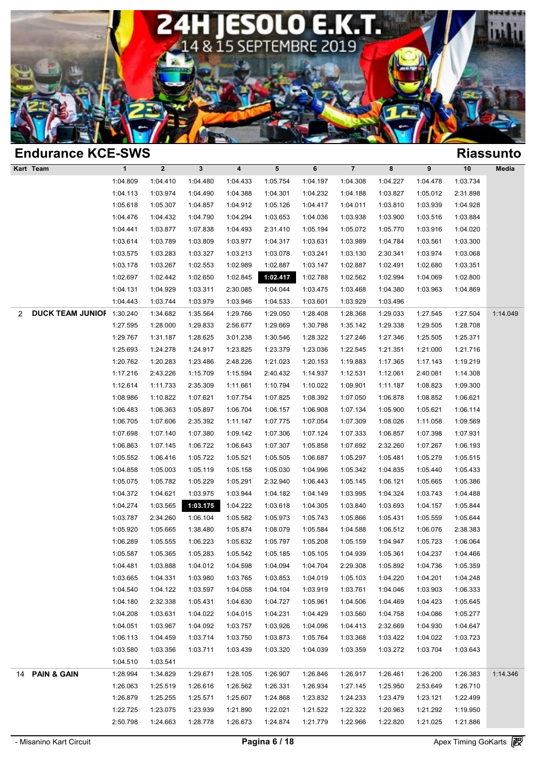# 24H JESOLO E.K.T.

14 & 15 SEPTEMBRE 2019

## Endurance KCE-SWS

## Riassunto

| Kart | Team | 1 | 2 | 3 | 4 | 5 | 6 | 7 | 8 | 9 | 10 | Media |
|---|---|---|---|---|---|---|---|---|---|---|---|---|
| | | 1:04.809 | 1:04.410 | 1:04.480 | 1:04.433 | 1:05.754 | 1:04.197 | 1:04.308 | 1:04.227 | 1:04.478 | 1:03.734 | |
| | | 1:04.113 | 1:03.974 | 1:04.490 | 1:04.388 | 1:04.301 | 1:04.232 | 1:04.188 | 1:03.827 | 1:05.012 | 2:31.898 | |
| | | 1:05.618 | 1:05.307 | 1:04.857 | 1:04.912 | 1:05.126 | 1:04.417 | 1:04.011 | 1:03.810 | 1:03.939 | 1:04.928 | |
| | | 1:04.476 | 1:04.432 | 1:04.790 | 1:04.294 | 1:03.653 | 1:04.036 | 1:03.938 | 1:03.900 | 1:03.516 | 1:03.884 | |
| | | 1:04.441 | 1:03.877 | 1:07.838 | 1:04.493 | 2:31.410 | 1:05.194 | 1:05.072 | 1:05.770 | 1:03.916 | 1:04.020 | |
| | | 1:03.614 | 1:03.789 | 1:03.809 | 1:03.977 | 1:04.317 | 1:03.631 | 1:03.989 | 1:04.784 | 1:03.561 | 1:03.300 | |
| | | 1:03.575 | 1:03.283 | 1:03.327 | 1:03.213 | 1:03.078 | 1:03.241 | 1:03.130 | 2:30.341 | 1:03.974 | 1:03.068 | |
| | | 1:03.178 | 1:03.267 | 1:02.553 | 1:02.989 | 1:02.887 | 1:03.147 | 1:02.887 | 1:02.491 | 1:02.680 | 1:03.351 | |
| | | 1:02.697 | 1:02.442 | 1:02.650 | 1:02.845 | **1:02.417** | 1:02.788 | 1:02.562 | 1:02.994 | 1:04.069 | 1:02.800 | |
| | | 1:04.131 | 1:04.929 | 1:03.311 | 2:30.085 | 1:04.044 | 1:03.475 | 1:03.468 | 1:04.380 | 1:03.963 | 1:04.869 | |
| | | 1:04.443 | 1:03.744 | 1:03.979 | 1:03.946 | 1:04.533 | 1:03.601 | 1:03.929 | 1:03.496 | | | |
| 2 | DUCK TEAM JUNIOR | 1:30.240 | 1:34.682 | 1:35.564 | 1:29.766 | 1:29.050 | 1:28.408 | 1:28.368 | 1:29.033 | 1:27.545 | 1:27.504 | 1:14.049 |
| | | 1:27.595 | 1:28.000 | 1:29.833 | 2:56.677 | 1:29.669 | 1:30.798 | 1:35.142 | 1:29.338 | 1:29.505 | 1:28.708 | |
| | | 1:29.767 | 1:31.187 | 1:28.625 | 3:01.238 | 1:30.546 | 1:28.322 | 1:27.246 | 1:27.346 | 1:25.505 | 1:25.371 | |
| | | 1:25.693 | 1:24.278 | 1:24.917 | 1:23.825 | 1:23.379 | 1:23.036 | 1:22.545 | 1:21.351 | 1:21.000 | 1:21.716 | |
| | | 1:20.762 | 1:20.283 | 1:23.486 | 2:48.226 | 1:21.023 | 1:20.153 | 1:19.883 | 1:17.365 | 1:17.143 | 1:19.219 | |
| | | 1:17.216 | 2:43.226 | 1:15.709 | 1:15.594 | 2:40.432 | 1:14.937 | 1:12.531 | 1:12.061 | 2:40.081 | 1:14.308 | |
| | | 1:12.614 | 1:11.733 | 2:35.309 | 1:11.661 | 1:10.794 | 1:10.022 | 1:09.901 | 1:11.187 | 1:08.823 | 1:09.300 | |
| | | 1:08.986 | 1:10.822 | 1:07.621 | 1:07.754 | 1:07.825 | 1:08.392 | 1:07.050 | 1:06.878 | 1:08.852 | 1:06.621 | |
| | | 1:06.483 | 1:06.363 | 1:05.897 | 1:06.704 | 1:06.157 | 1:06.908 | 1:07.134 | 1:05.900 | 1:05.621 | 1:06.114 | |
| | | 1:06.705 | 1:07.606 | 2:35.392 | 1:11.147 | 1:07.775 | 1:07.054 | 1:07.309 | 1:08.026 | 1:11.058 | 1:09.569 | |
| | | 1:07.698 | 1:07.140 | 1:07.380 | 1:09.142 | 1:07.306 | 1:07.124 | 1:07.333 | 1:06.857 | 1:07.398 | 1:07.931 | |
| | | 1:06.863 | 1:07.145 | 1:06.722 | 1:06.643 | 1:07.307 | 1:05.858 | 1:07.692 | 2:32.260 | 1:07.267 | 1:06.193 | |
| | | 1:05.552 | 1:06.416 | 1:05.722 | 1:05.521 | 1:05.505 | 1:06.687 | 1:05.297 | 1:05.481 | 1:05.279 | 1:05.515 | |
| | | 1:04.858 | 1:05.003 | 1:05.119 | 1:05.158 | 1:05.030 | 1:04.996 | 1:05.342 | 1:04.835 | 1:05.440 | 1:05.433 | |
| | | 1:05.075 | 1:05.782 | 1:05.229 | 1:05.291 | 2:32.940 | 1:06.443 | 1:05.145 | 1:06.121 | 1:05.665 | 1:05.386 | |
| | | 1:04.372 | 1:04.621 | 1:03.975 | 1:03.944 | 1:04.182 | 1:04.149 | 1:03.995 | 1:04.324 | 1:03.743 | 1:04.488 | |
| | | 1:04.274 | 1:03.565 | **1:03.175** | 1:04.222 | 1:03.618 | 1:04.305 | 1:03.840 | 1:03.693 | 1:04.157 | 1:05.844 | |
| | | 1:03.787 | 2:34.260 | 1:06.104 | 1:05.582 | 1:05.973 | 1:05.743 | 1:05.866 | 1:05.431 | 1:05.559 | 1:05.644 | |
| | | 1:05.920 | 1:05.665 | 1:38.480 | 1:05.874 | 1:08.079 | 1:05.584 | 1:04.588 | 1:06.512 | 1:06.076 | 2:38.383 | |
| | | 1:06.289 | 1:05.555 | 1:06.223 | 1:05.632 | 1:05.797 | 1:05.208 | 1:05.159 | 1:04.947 | 1:05.723 | 1:06.064 | |
| | | 1:05.587 | 1:05.365 | 1:05.283 | 1:05.542 | 1:05.185 | 1:05.105 | 1:04.939 | 1:05.361 | 1:04.237 | 1:04.466 | |
| | | 1:04.481 | 1:03.888 | 1:04.012 | 1:04.598 | 1:04.094 | 1:04.704 | 2:29.308 | 1:05.892 | 1:04.736 | 1:05.359 | |
| | | 1:03.665 | 1:04.331 | 1:03.980 | 1:03.765 | 1:03.853 | 1:04.019 | 1:05.103 | 1:04.220 | 1:04.201 | 1:04.248 | |
| | | 1:04.540 | 1:04.122 | 1:03.597 | 1:04.058 | 1:04.104 | 1:03.919 | 1:03.761 | 1:04.046 | 1:03.903 | 1:06.333 | |
| | | 1:04.180 | 2:32.338 | 1:05.431 | 1:04.630 | 1:04.727 | 1:05.961 | 1:04.506 | 1:04.469 | 1:04.423 | 1:05.645 | |
| | | 1:04.208 | 1:03.631 | 1:04.022 | 1:04.015 | 1:04.231 | 1:04.429 | 1:03.560 | 1:04.758 | 1:04.086 | 1:05.277 | |
| | | 1:04.051 | 1:03.967 | 1:04.092 | 1:03.757 | 1:03.926 | 1:04.096 | 1:04.413 | 2:32.669 | 1:04.930 | 1:04.647 | |
| | | 1:06.113 | 1:04.459 | 1:03.714 | 1:03.750 | 1:03.873 | 1:05.764 | 1:03.368 | 1:03.422 | 1:04.022 | 1:03.723 | |
| | | 1:03.580 | 1:03.356 | 1:03.711 | 1:03.439 | 1:03.320 | 1:04.039 | 1:03.359 | 1:03.272 | 1:03.704 | 1:03.643 | |
| | | 1:04.510 | 1:03.541 | | | | | | | | | |
| 14 | PAIN & GAIN | 1:28.994 | 1:34.829 | 1:29.671 | 1:28.105 | 1:26.907 | 1:26.846 | 1:26.917 | 1:26.461 | 1:26.200 | 1:26.383 | 1:14.346 |
| | | 1:26.063 | 1:25.519 | 1:26.616 | 1:26.562 | 1:26.331 | 1:26.934 | 1:27.145 | 1:25.950 | 2:53.649 | 1:26.710 | |
| | | 1:26.879 | 1:25.255 | 1:25.571 | 1:25.607 | 1:24.868 | 1:23.832 | 1:24.233 | 1:23.479 | 1:23.121 | 1:22.499 | |
| | | 1:22.725 | 1:23.075 | 1:23.939 | 1:21.890 | 1:22.021 | 1:21.522 | 1:22.322 | 1:20.963 | 1:21.292 | 1:19.950 | |
| | | 2:50.798 | 1:24.663 | 1:28.778 | 1:26.673 | 1:24.874 | 1:21.779 | 1:22.966 | 1:22.820 | 1:21.025 | 1:21.886 | |

- Misanino Kart Circuit

Apex Timing GoKarts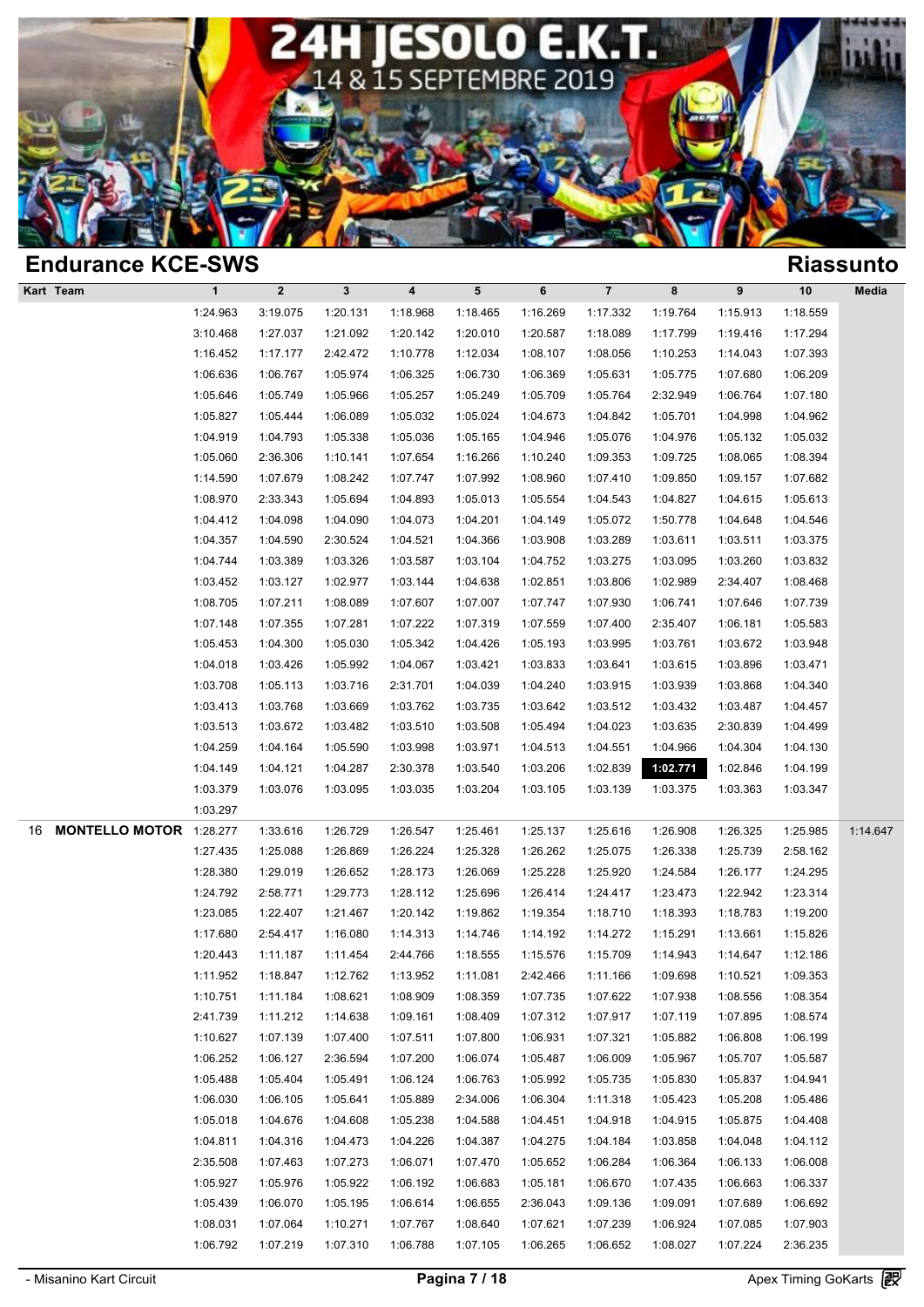## Endurance KCE-SWS

## Riassunto

| Kart | Team | 1 | 2 | 3 | 4 | 5 | 6 | 7 | 8 | 9 | 10 | Media |
|---|---|---|---|---|---|---|---|---|---|---|---|---|
| | | 1:24.963 | 3:19.075 | 1:20.131 | 1:18.968 | 1:18.465 | 1:16.269 | 1:17.332 | 1:19.764 | 1:15.913 | 1:18.559 | |
| | | 3:10.468 | 1:27.037 | 1:21.092 | 1:20.142 | 1:20.010 | 1:20.587 | 1:18.089 | 1:17.799 | 1:19.416 | 1:17.294 | |
| | | 1:16.452 | 1:17.177 | 2:42.472 | 1:10.778 | 1:12.034 | 1:08.107 | 1:08.056 | 1:10.253 | 1:14.043 | 1:07.393 | |
| | | 1:06.636 | 1:06.767 | 1:05.974 | 1:06.325 | 1:06.730 | 1:06.369 | 1:05.631 | 1:05.775 | 1:07.680 | 1:06.209 | |
| | | 1:05.646 | 1:05.749 | 1:05.966 | 1:05.257 | 1:05.249 | 1:05.709 | 1:05.764 | 2:32.949 | 1:06.764 | 1:07.180 | |
| | | 1:05.827 | 1:05.444 | 1:06.089 | 1:05.032 | 1:05.024 | 1:04.673 | 1:04.842 | 1:05.701 | 1:04.998 | 1:04.962 | |
| | | 1:04.919 | 1:04.793 | 1:05.338 | 1:05.036 | 1:05.165 | 1:04.946 | 1:05.076 | 1:04.976 | 1:05.132 | 1:05.032 | |
| | | 1:05.060 | 2:36.306 | 1:10.141 | 1:07.654 | 1:16.266 | 1:10.240 | 1:09.353 | 1:09.725 | 1:08.065 | 1:08.394 | |
| | | 1:14.590 | 1:07.679 | 1:08.242 | 1:07.747 | 1:07.992 | 1:08.960 | 1:07.410 | 1:09.850 | 1:09.157 | 1:07.682 | |
| | | 1:08.970 | 2:33.343 | 1:05.694 | 1:04.893 | 1:05.013 | 1:05.554 | 1:04.543 | 1:04.827 | 1:04.615 | 1:05.613 | |
| | | 1:04.412 | 1:04.098 | 1:04.090 | 1:04.073 | 1:04.201 | 1:04.149 | 1:05.072 | 1:50.778 | 1:04.648 | 1:04.546 | |
| | | 1:04.357 | 1:04.590 | 2:30.524 | 1:04.521 | 1:04.366 | 1:03.908 | 1:03.289 | 1:03.611 | 1:03.511 | 1:03.375 | |
| | | 1:04.744 | 1:03.389 | 1:03.326 | 1:03.587 | 1:03.104 | 1:04.752 | 1:03.275 | 1:03.095 | 1:03.260 | 1:03.832 | |
| | | 1:03.452 | 1:03.127 | 1:02.977 | 1:03.144 | 1:04.638 | 1:02.851 | 1:03.806 | 1:02.989 | 2:34.407 | 1:08.468 | |
| | | 1:08.705 | 1:07.211 | 1:08.089 | 1:07.607 | 1:07.007 | 1:07.747 | 1:07.930 | 1:06.741 | 1:07.646 | 1:07.739 | |
| | | 1:07.148 | 1:07.355 | 1:07.281 | 1:07.222 | 1:07.319 | 1:07.559 | 1:07.400 | 2:35.407 | 1:06.181 | 1:05.583 | |
| | | 1:05.453 | 1:04.300 | 1:05.030 | 1:05.342 | 1:04.426 | 1:05.193 | 1:03.995 | 1:03.761 | 1:03.672 | 1:03.948 | |
| | | 1:04.018 | 1:03.426 | 1:05.992 | 1:04.067 | 1:03.421 | 1:03.833 | 1:03.641 | 1:03.615 | 1:03.896 | 1:03.471 | |
| | | 1:03.708 | 1:05.113 | 1:03.716 | 2:31.701 | 1:04.039 | 1:04.240 | 1:03.915 | 1:03.939 | 1:03.868 | 1:04.340 | |
| | | 1:03.413 | 1:03.768 | 1:03.669 | 1:03.762 | 1:03.735 | 1:03.642 | 1:03.512 | 1:03.432 | 1:03.487 | 1:04.457 | |
| | | 1:03.513 | 1:03.672 | 1:03.482 | 1:03.510 | 1:03.508 | 1:05.494 | 1:04.023 | 1:03.635 | 2:30.839 | 1:04.499 | |
| | | 1:04.259 | 1:04.164 | 1:05.590 | 1:03.998 | 1:03.971 | 1:04.513 | 1:04.551 | 1:04.966 | 1:04.304 | 1:04.130 | |
| | | 1:04.149 | 1:04.121 | 1:04.287 | 2:30.378 | 1:03.540 | 1:03.206 | 1:02.839 | **1:02.771** | 1:02.846 | 1:04.199 | |
| | | 1:03.379 | 1:03.076 | 1:03.095 | 1:03.035 | 1:03.204 | 1:03.105 | 1:03.139 | 1:03.375 | 1:03.363 | 1:03.347 | |
| | | 1:03.297 | | | | | | | | | | |
| 16 | **MONTELLO MOTOR** | 1:28.277 | 1:33.616 | 1:26.729 | 1:26.547 | 1:25.461 | 1:25.137 | 1:25.616 | 1:26.908 | 1:26.325 | 1:25.985 | 1:14.647 |
| | | 1:27.435 | 1:25.088 | 1:26.869 | 1:26.224 | 1:25.328 | 1:26.262 | 1:25.075 | 1:26.338 | 1:25.739 | 2:58.162 | |
| | | 1:28.380 | 1:29.019 | 1:26.652 | 1:28.173 | 1:26.069 | 1:25.228 | 1:25.920 | 1:24.584 | 1:26.177 | 1:24.295 | |
| | | 1:24.792 | 2:58.771 | 1:29.773 | 1:28.112 | 1:25.696 | 1:26.414 | 1:24.417 | 1:23.473 | 1:22.942 | 1:23.314 | |
| | | 1:23.085 | 1:22.407 | 1:21.467 | 1:20.142 | 1:19.862 | 1:19.354 | 1:18.710 | 1:18.393 | 1:18.783 | 1:19.200 | |
| | | 1:17.680 | 2:54.417 | 1:16.080 | 1:14.313 | 1:14.746 | 1:14.192 | 1:14.272 | 1:15.291 | 1:13.661 | 1:15.826 | |
| | | 1:20.443 | 1:11.187 | 1:11.454 | 2:44.766 | 1:18.555 | 1:15.576 | 1:15.709 | 1:14.943 | 1:14.647 | 1:12.186 | |
| | | 1:11.952 | 1:18.847 | 1:12.762 | 1:13.952 | 1:11.081 | 2:42.466 | 1:11.166 | 1:09.698 | 1:10.521 | 1:09.353 | |
| | | 1:10.751 | 1:11.184 | 1:08.621 | 1:08.909 | 1:08.359 | 1:07.735 | 1:07.622 | 1:07.938 | 1:08.556 | 1:08.354 | |
| | | 2:41.739 | 1:11.212 | 1:14.638 | 1:09.161 | 1:08.409 | 1:07.312 | 1:07.917 | 1:07.119 | 1:07.895 | 1:08.574 | |
| | | 1:10.627 | 1:07.139 | 1:07.400 | 1:07.511 | 1:07.800 | 1:06.931 | 1:07.321 | 1:05.882 | 1:06.808 | 1:06.199 | |
| | | 1:06.252 | 1:06.127 | 2:36.594 | 1:07.200 | 1:06.074 | 1:05.487 | 1:06.009 | 1:05.967 | 1:05.707 | 1:05.587 | |
| | | 1:05.488 | 1:05.404 | 1:05.491 | 1:06.124 | 1:06.763 | 1:05.992 | 1:05.735 | 1:05.830 | 1:05.837 | 1:04.941 | |
| | | 1:06.030 | 1:06.105 | 1:05.641 | 1:05.889 | 2:34.006 | 1:06.304 | 1:11.318 | 1:05.423 | 1:05.208 | 1:05.486 | |
| | | 1:05.018 | 1:04.676 | 1:04.608 | 1:05.238 | 1:04.588 | 1:04.451 | 1:04.918 | 1:04.915 | 1:05.875 | 1:04.408 | |
| | | 1:04.811 | 1:04.316 | 1:04.473 | 1:04.226 | 1:04.387 | 1:04.275 | 1:04.184 | 1:03.858 | 1:04.048 | 1:04.112 | |
| | | 2:35.508 | 1:07.463 | 1:07.273 | 1:06.071 | 1:07.470 | 1:05.652 | 1:06.284 | 1:06.364 | 1:06.133 | 1:06.008 | |
| | | 1:05.927 | 1:05.976 | 1:05.922 | 1:06.192 | 1:06.683 | 1:05.181 | 1:06.670 | 1:07.435 | 1:06.663 | 1:06.337 | |
| | | 1:05.439 | 1:06.070 | 1:05.195 | 1:06.614 | 1:06.655 | 2:36.043 | 1:09.136 | 1:09.091 | 1:07.689 | 1:06.692 | |
| | | 1:08.031 | 1:07.064 | 1:10.271 | 1:07.767 | 1:08.640 | 1:07.621 | 1:07.239 | 1:06.924 | 1:07.085 | 1:07.903 | |
| | | 1:06.792 | 1:07.219 | 1:07.310 | 1:06.788 | 1:07.105 | 1:06.265 | 1:06.652 | 1:08.027 | 1:07.224 | 2:36.235 | |

- Misanino Kart Circuit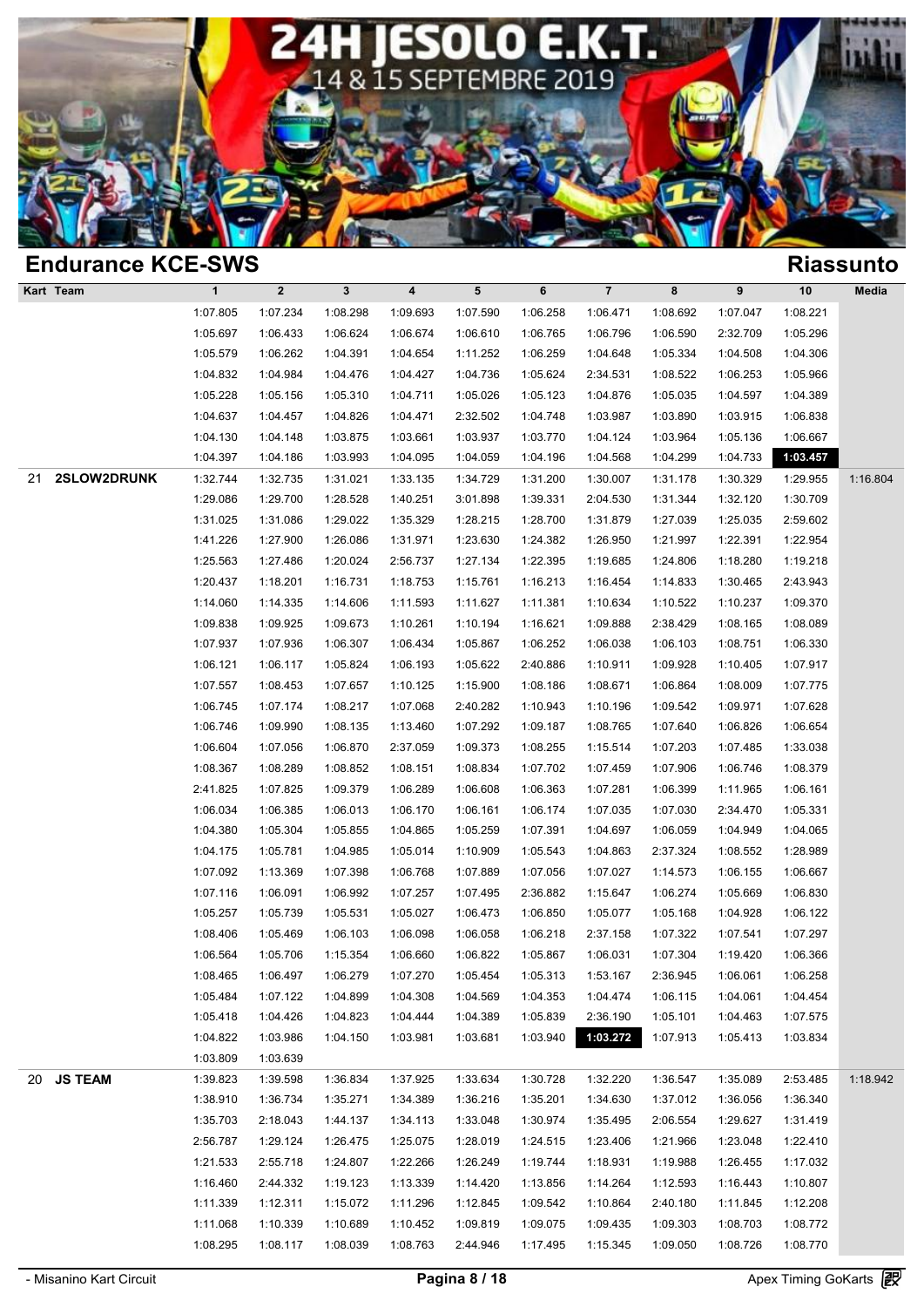# 24H JESOLO E.K.T.

14 & 15 SEPTEMBRE 2019

## Endurance KCE-SWS

## Riassunto

| Kart | Team | 1 | 2 | 3 | 4 | 5 | 6 | 7 | 8 | 9 | 10 | Media |
|---|---|---|---|---|---|---|---|---|---|---|---|---|
| | | 1:07.805 | 1:07.234 | 1:08.298 | 1:09.693 | 1:07.590 | 1:06.258 | 1:06.471 | 1:08.692 | 1:07.047 | 1:08.221 | |
| | | 1:05.697 | 1:06.433 | 1:06.624 | 1:06.674 | 1:06.610 | 1:06.765 | 1:06.796 | 1:06.590 | 2:32.709 | 1:05.296 | |
| | | 1:05.579 | 1:06.262 | 1:04.391 | 1:04.654 | 1:11.252 | 1:06.259 | 1:04.648 | 1:05.334 | 1:04.508 | 1:04.306 | |
| | | 1:04.832 | 1:04.984 | 1:04.476 | 1:04.427 | 1:04.736 | 1:05.624 | 2:34.531 | 1:08.522 | 1:06.253 | 1:05.966 | |
| | | 1:05.228 | 1:05.156 | 1:05.310 | 1:04.711 | 1:05.026 | 1:05.123 | 1:04.876 | 1:05.035 | 1:04.597 | 1:04.389 | |
| | | 1:04.637 | 1:04.457 | 1:04.826 | 1:04.471 | 2:32.502 | 1:04.748 | 1:03.987 | 1:03.890 | 1:03.915 | 1:06.838 | |
| | | 1:04.130 | 1:04.148 | 1:03.875 | 1:03.661 | 1:03.937 | 1:03.770 | 1:04.124 | 1:03.964 | 1:05.136 | 1:06.667 | |
| | | 1:04.397 | 1:04.186 | 1:03.993 | 1:04.095 | 1:04.059 | 1:04.196 | 1:04.568 | 1:04.299 | 1:04.733 | **1:03.457** | |
| 21 | **2SLOW2DRUNK** | 1:32.744 | 1:32.735 | 1:31.021 | 1:33.135 | 1:34.729 | 1:31.200 | 1:30.007 | 1:31.178 | 1:30.329 | 1:29.955 | 1:16.804 |
| | | 1:29.086 | 1:29.700 | 1:28.528 | 1:40.251 | 3:01.898 | 1:39.331 | 2:04.530 | 1:31.344 | 1:32.120 | 1:30.709 | |
| | | 1:31.025 | 1:31.086 | 1:29.022 | 1:35.329 | 1:28.215 | 1:28.700 | 1:31.879 | 1:27.039 | 1:25.035 | 2:59.602 | |
| | | 1:41.226 | 1:27.900 | 1:26.086 | 1:31.971 | 1:23.630 | 1:24.382 | 1:26.950 | 1:21.997 | 1:22.391 | 1:22.954 | |
| | | 1:25.563 | 1:27.486 | 1:20.024 | 2:56.737 | 1:27.134 | 1:22.395 | 1:19.685 | 1:24.806 | 1:18.280 | 1:19.218 | |
| | | 1:20.437 | 1:18.201 | 1:16.731 | 1:18.753 | 1:15.761 | 1:16.213 | 1:16.454 | 1:14.833 | 1:30.465 | 2:43.943 | |
| | | 1:14.060 | 1:14.335 | 1:14.606 | 1:11.593 | 1:11.627 | 1:11.381 | 1:10.634 | 1:10.522 | 1:10.237 | 1:09.370 | |
| | | 1:09.838 | 1:09.925 | 1:09.673 | 1:10.261 | 1:10.194 | 1:16.621 | 1:09.888 | 2:38.429 | 1:08.165 | 1:08.089 | |
| | | 1:07.937 | 1:07.936 | 1:06.307 | 1:06.434 | 1:05.867 | 1:06.252 | 1:06.038 | 1:06.103 | 1:08.751 | 1:06.330 | |
| | | 1:06.121 | 1:06.117 | 1:05.824 | 1:06.193 | 1:05.622 | 2:40.886 | 1:10.911 | 1:09.928 | 1:10.405 | 1:07.917 | |
| | | 1:07.557 | 1:08.453 | 1:07.657 | 1:10.125 | 1:15.900 | 1:08.186 | 1:08.671 | 1:06.864 | 1:08.009 | 1:07.775 | |
| | | 1:06.745 | 1:07.174 | 1:08.217 | 1:07.068 | 2:40.282 | 1:10.943 | 1:10.196 | 1:09.542 | 1:09.971 | 1:07.628 | |
| | | 1:06.746 | 1:09.990 | 1:08.135 | 1:13.460 | 1:07.292 | 1:09.187 | 1:08.765 | 1:07.640 | 1:06.826 | 1:06.654 | |
| | | 1:06.604 | 1:07.056 | 1:06.870 | 2:37.059 | 1:09.373 | 1:08.255 | 1:15.514 | 1:07.203 | 1:07.485 | 1:33.038 | |
| | | 1:08.367 | 1:08.289 | 1:08.852 | 1:08.151 | 1:08.834 | 1:07.702 | 1:07.459 | 1:07.906 | 1:06.746 | 1:08.379 | |
| | | 2:41.825 | 1:07.825 | 1:09.379 | 1:06.289 | 1:06.608 | 1:06.363 | 1:07.281 | 1:06.399 | 1:11.965 | 1:06.161 | |
| | | 1:06.034 | 1:06.385 | 1:06.013 | 1:06.170 | 1:06.161 | 1:06.174 | 1:07.035 | 1:07.030 | 2:34.470 | 1:05.331 | |
| | | 1:04.380 | 1:05.304 | 1:05.855 | 1:04.865 | 1:05.259 | 1:07.391 | 1:04.697 | 1:06.059 | 1:04.949 | 1:04.065 | |
| | | 1:04.175 | 1:05.781 | 1:04.985 | 1:05.014 | 1:10.909 | 1:05.543 | 1:04.863 | 2:37.324 | 1:08.552 | 1:28.989 | |
| | | 1:07.092 | 1:13.369 | 1:07.398 | 1:06.768 | 1:07.889 | 1:07.056 | 1:07.027 | 1:14.573 | 1:06.155 | 1:06.667 | |
| | | 1:07.116 | 1:06.091 | 1:06.992 | 1:07.257 | 1:07.495 | 2:36.882 | 1:15.647 | 1:06.274 | 1:05.669 | 1:06.830 | |
| | | 1:05.257 | 1:05.739 | 1:05.531 | 1:05.027 | 1:06.473 | 1:06.850 | 1:05.077 | 1:05.168 | 1:04.928 | 1:06.122 | |
| | | 1:08.406 | 1:05.469 | 1:06.103 | 1:06.098 | 1:06.058 | 1:06.218 | 2:37.158 | 1:07.322 | 1:07.541 | 1:07.297 | |
| | | 1:06.564 | 1:05.706 | 1:15.354 | 1:06.660 | 1:06.822 | 1:05.867 | 1:06.031 | 1:07.304 | 1:19.420 | 1:06.366 | |
| | | 1:08.465 | 1:06.497 | 1:06.279 | 1:07.270 | 1:05.454 | 1:05.313 | 1:53.167 | 2:36.945 | 1:06.061 | 1:06.258 | |
| | | 1:05.484 | 1:07.122 | 1:04.899 | 1:04.308 | 1:04.569 | 1:04.353 | 1:04.474 | 1:06.115 | 1:04.061 | 1:04.454 | |
| | | 1:05.418 | 1:04.426 | 1:04.823 | 1:04.444 | 1:04.389 | 1:05.839 | 2:36.190 | 1:05.101 | 1:04.463 | 1:07.575 | |
| | | 1:04.822 | 1:03.986 | 1:04.150 | 1:03.981 | 1:03.681 | 1:03.940 | **1:03.272** | 1:07.913 | 1:05.413 | 1:03.834 | |
| | | 1:03.809 | 1:03.639 | | | | | | | | | |
| 20 | **JS TEAM** | 1:39.823 | 1:39.598 | 1:36.834 | 1:37.925 | 1:33.634 | 1:30.728 | 1:32.220 | 1:36.547 | 1:35.089 | 2:53.485 | 1:18.942 |
| | | 1:38.910 | 1:36.734 | 1:35.271 | 1:34.389 | 1:36.216 | 1:35.201 | 1:34.630 | 1:37.012 | 1:36.056 | 1:36.340 | |
| | | 1:35.703 | 2:18.043 | 1:44.137 | 1:34.113 | 1:33.048 | 1:30.974 | 1:35.495 | 2:06.554 | 1:29.627 | 1:31.419 | |
| | | 2:56.787 | 1:29.124 | 1:26.475 | 1:25.075 | 1:28.019 | 1:24.515 | 1:23.406 | 1:21.966 | 1:23.048 | 1:22.410 | |
| | | 1:21.533 | 2:55.718 | 1:24.807 | 1:22.266 | 1:26.249 | 1:19.744 | 1:18.931 | 1:19.988 | 1:26.455 | 1:17.032 | |
| | | 1:16.460 | 2:44.332 | 1:19.123 | 1:13.339 | 1:14.420 | 1:13.856 | 1:14.264 | 1:12.593 | 1:16.443 | 1:10.807 | |
| | | 1:11.339 | 1:12.311 | 1:15.072 | 1:11.296 | 1:12.845 | 1:09.542 | 1:10.864 | 2:40.180 | 1:11.845 | 1:12.208 | |
| | | 1:11.068 | 1:10.339 | 1:10.689 | 1:10.452 | 1:09.819 | 1:09.075 | 1:09.435 | 1:09.303 | 1:08.703 | 1:08.772 | |
| | | 1:08.295 | 1:08.117 | 1:08.039 | 1:08.763 | 2:44.946 | 1:17.495 | 1:15.345 | 1:09.050 | 1:08.726 | 1:08.770 | |

- Misanino Kart Circuit

Apex Timing GoKarts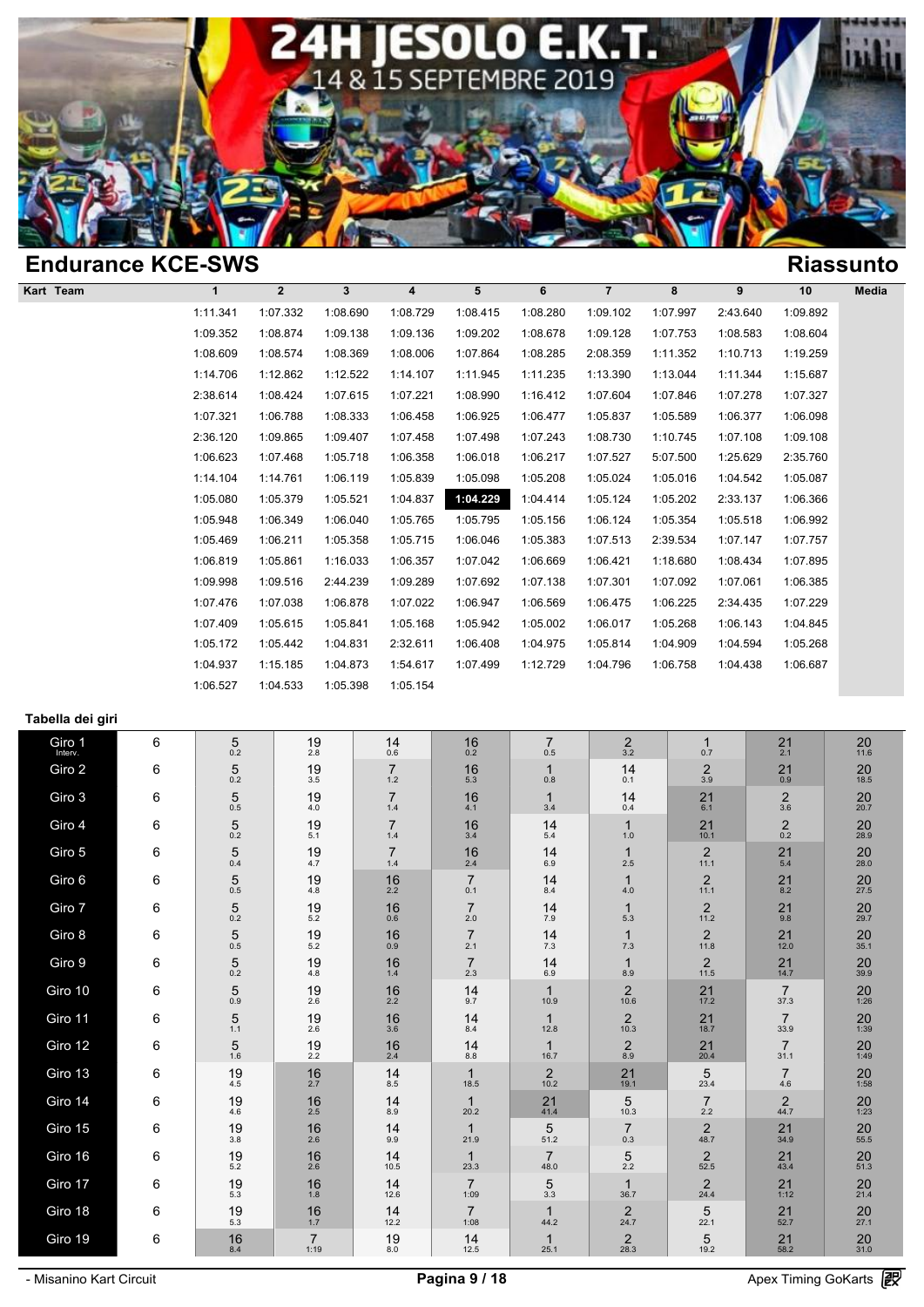# 24H JESOLO E.K.T.

14 & 15 SEPTEMBRE 2019

## Endurance KCE-SWS

## Riassunto

| Kart Team | 1 | 2 | 3 | 4 | 5 | 6 | 7 | 8 | 9 | 10 | Media |
|---|---|---|---|---|---|---|---|---|---|---|---|
| | 1:11.341 | 1:07.332 | 1:08.690 | 1:08.729 | 1:08.415 | 1:08.280 | 1:09.102 | 1:07.997 | 2:43.640 | 1:09.892 | |
| | 1:09.352 | 1:08.874 | 1:09.138 | 1:09.136 | 1:09.202 | 1:08.678 | 1:09.128 | 1:07.753 | 1:08.583 | 1:08.604 | |
| | 1:08.609 | 1:08.574 | 1:08.369 | 1:08.006 | 1:07.864 | 1:08.285 | 2:08.359 | 1:11.352 | 1:10.713 | 1:19.259 | |
| | 1:14.706 | 1:12.862 | 1:12.522 | 1:14.107 | 1:11.945 | 1:11.235 | 1:13.390 | 1:13.044 | 1:11.344 | 1:15.687 | |
| | 2:38.614 | 1:08.424 | 1:07.615 | 1:07.221 | 1:08.990 | 1:16.412 | 1:07.604 | 1:07.846 | 1:07.278 | 1:07.327 | |
| | 1:07.321 | 1:06.788 | 1:08.333 | 1:06.458 | 1:06.925 | 1:06.477 | 1:05.837 | 1:05.589 | 1:06.377 | 1:06.098 | |
| | 2:36.120 | 1:09.865 | 1:09.407 | 1:07.458 | 1:07.498 | 1:07.243 | 1:08.730 | 1:10.745 | 1:07.108 | 1:09.108 | |
| | 1:06.623 | 1:07.468 | 1:05.718 | 1:06.358 | 1:06.018 | 1:06.217 | 1:07.527 | 5:07.500 | 1:25.629 | 2:35.760 | |
| | 1:14.104 | 1:14.761 | 1:06.119 | 1:05.839 | 1:05.098 | 1:05.208 | 1:05.024 | 1:05.016 | 1:04.542 | 1:05.087 | |
| | 1:05.080 | 1:05.379 | 1:05.521 | 1:04.837 | **1:04.229** | 1:04.414 | 1:05.124 | 1:05.202 | 2:33.137 | 1:06.366 | |
| | 1:05.948 | 1:06.349 | 1:06.040 | 1:05.765 | 1:05.795 | 1:05.156 | 1:06.124 | 1:05.354 | 1:05.518 | 1:06.992 | |
| | 1:05.469 | 1:06.211 | 1:05.358 | 1:05.715 | 1:06.046 | 1:05.383 | 1:07.513 | 2:39.534 | 1:07.147 | 1:07.757 | |
| | 1:06.819 | 1:05.861 | 1:16.033 | 1:06.357 | 1:07.042 | 1:06.669 | 1:06.421 | 1:18.680 | 1:08.434 | 1:07.895 | |
| | 1:09.998 | 1:09.516 | 2:44.239 | 1:09.289 | 1:07.692 | 1:07.138 | 1:07.301 | 1:07.092 | 1:07.061 | 1:06.385 | |
| | 1:07.476 | 1:07.038 | 1:06.878 | 1:07.022 | 1:06.947 | 1:06.569 | 1:06.475 | 1:06.225 | 2:34.435 | 1:07.229 | |
| | 1:07.409 | 1:05.615 | 1:05.841 | 1:05.168 | 1:05.942 | 1:05.002 | 1:06.017 | 1:05.268 | 1:06.143 | 1:04.845 | |
| | 1:05.172 | 1:05.442 | 1:04.831 | 2:32.611 | 1:06.408 | 1:04.975 | 1:05.814 | 1:04.909 | 1:04.594 | 1:05.268 | |
| | 1:04.937 | 1:15.185 | 1:04.873 | 1:54.617 | 1:07.499 | 1:12.729 | 1:04.796 | 1:06.758 | 1:04.438 | 1:06.687 | |
| | 1:06.527 | 1:04.533 | 1:05.398 | 1:05.154 | | | | | | | |

### Tabella dei giri

| Giro | | | | | | | | | | |
|---|---|---|---|---|---|---|---|---|---|---|
| Giro 1 (Interv.) | 6 | 5 (0.2) | 19 (2.8) | 14 (0.6) | 16 (0.2) | 7 (0.5) | 2 (3.2) | 1 (0.7) | 21 (2.1) | 20 (11.6) |
| Giro 2 | 6 | 5 (0.2) | 19 (3.5) | 7 (1.2) | 16 (5.3) | 1 (0.8) | 14 (0.1) | 2 (3.9) | 21 (0.9) | 20 (18.5) |
| Giro 3 | 6 | 5 (0.5) | 19 (4.0) | 7 (1.4) | 16 (4.1) | 1 (3.4) | 14 (0.4) | 21 (6.1) | 2 (3.6) | 20 (20.7) |
| Giro 4 | 6 | 5 (0.2) | 19 (5.1) | 7 (1.4) | 16 (3.4) | 14 (5.4) | 1 (1.0) | 21 (10.1) | 2 (0.2) | 20 (28.9) |
| Giro 5 | 6 | 5 (0.4) | 19 (4.7) | 7 (1.4) | 16 (2.4) | 14 (6.9) | 1 (2.5) | 2 (11.1) | 21 (5.4) | 20 (28.0) |
| Giro 6 | 6 | 5 (0.5) | 19 (4.8) | 16 (2.2) | 7 (0.1) | 14 (8.4) | 1 (4.0) | 2 (11.1) | 21 (8.2) | 20 (27.5) |
| Giro 7 | 6 | 5 (0.2) | 19 (5.2) | 16 (0.6) | 7 (2.0) | 14 (7.9) | 1 (5.3) | 2 (11.2) | 21 (9.8) | 20 (29.7) |
| Giro 8 | 6 | 5 (0.5) | 19 (5.2) | 16 (0.9) | 7 (2.1) | 14 (7.3) | 1 (7.3) | 2 (11.8) | 21 (12.0) | 20 (35.1) |
| Giro 9 | 6 | 5 (0.2) | 19 (4.8) | 16 (1.4) | 7 (2.3) | 14 (6.9) | 1 (8.9) | 2 (11.5) | 21 (14.7) | 20 (39.9) |
| Giro 10 | 6 | 5 (0.9) | 19 (2.6) | 16 (2.2) | 14 (9.7) | 1 (10.9) | 2 (10.6) | 21 (17.2) | 7 (37.3) | 20 (1:26) |
| Giro 11 | 6 | 5 (1.1) | 19 (2.6) | 16 (3.6) | 14 (8.4) | 1 (12.8) | 2 (10.3) | 21 (18.7) | 7 (33.9) | 20 (1:39) |
| Giro 12 | 6 | 5 (1.6) | 19 (2.2) | 16 (2.4) | 14 (8.8) | 1 (16.7) | 2 (8.9) | 21 (20.4) | 7 (31.1) | 20 (1:49) |
| Giro 13 | 6 | 19 (4.5) | 16 (2.7) | 14 (8.5) | 1 (18.5) | 2 (10.2) | 21 (19.1) | 5 (23.4) | 7 (4.6) | 20 (1:58) |
| Giro 14 | 6 | 19 (4.6) | 16 (2.5) | 14 (8.9) | 1 (20.2) | 21 (41.4) | 5 (10.3) | 7 (2.2) | 2 (44.7) | 20 (1:23) |
| Giro 15 | 6 | 19 (3.8) | 16 (2.6) | 14 (9.9) | 1 (21.9) | 5 (51.2) | 7 (0.3) | 2 (48.7) | 21 (34.9) | 20 (55.5) |
| Giro 16 | 6 | 19 (5.2) | 16 (2.6) | 14 (10.5) | 1 (23.3) | 7 (48.0) | 5 (2.2) | 2 (52.5) | 21 (43.4) | 20 (51.3) |
| Giro 17 | 6 | 19 (5.3) | 16 (1.8) | 14 (12.6) | 7 (1:09) | 5 (3.3) | 1 (36.7) | 2 (24.4) | 21 (1:12) | 20 (21.4) |
| Giro 18 | 6 | 19 (5.3) | 16 (1.7) | 14 (12.2) | 7 (1:08) | 1 (44.2) | 2 (24.7) | 5 (22.1) | 21 (52.7) | 20 (27.1) |
| Giro 19 | 6 | 16 (8.4) | 7 (1:19) | 19 (8.0) | 14 (12.5) | 1 (25.1) | 2 (28.3) | 5 (19.2) | 21 (58.2) | 20 (31.0) |

- Misanino Kart Circuit

Apex Timing GoKarts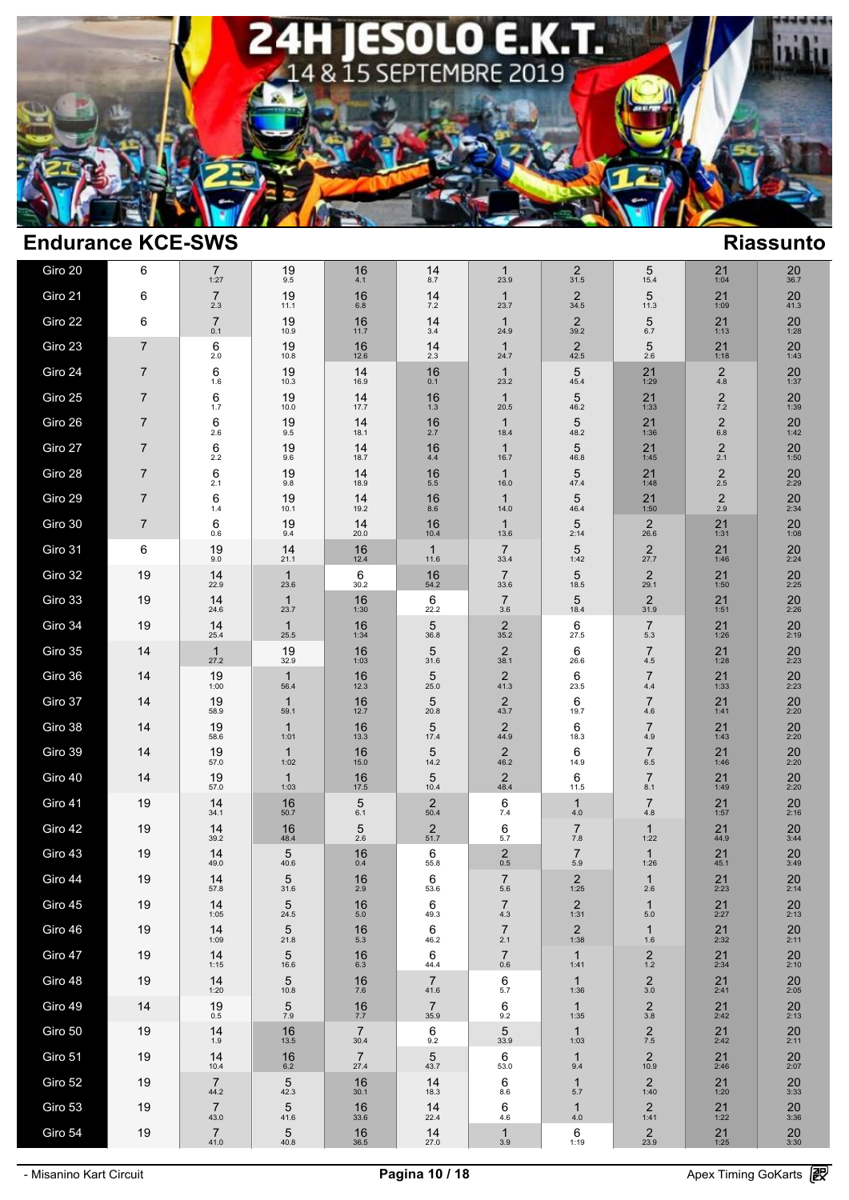# 24H JESOLO E.K.T.

14 & 15 SEPTEMBRE 2019

## Endurance KCE-SWS

## Riassunto

| Giro | | | | | | | | | | | |
|---|---|---|---|---|---|---|---|---|---|---|---|
| Giro 20 | 6 | 7 1:27 | 19 9.5 | 16 4.1 | 14 8.7 | 1 23.9 | 2 31.5 | 5 15.4 | 21 1:04 | 20 36.7 |
| Giro 21 | 6 | 7 2.3 | 19 11.1 | 16 6.8 | 14 7.2 | 1 23.7 | 2 34.5 | 5 11.3 | 21 1:09 | 20 41.3 |
| Giro 22 | 6 | 7 0.1 | 19 10.9 | 16 11.7 | 14 3.4 | 1 24.9 | 2 39.2 | 5 6.7 | 21 1:13 | 20 1:28 |
| Giro 23 | 7 | 6 2.0 | 19 10.8 | 16 12.6 | 14 2.3 | 1 24.7 | 2 42.5 | 5 2.6 | 21 1:18 | 20 1:43 |
| Giro 24 | 7 | 6 1.6 | 19 10.3 | 14 16.9 | 16 0.1 | 1 23.2 | 5 45.4 | 21 1:29 | 2 4.8 | 20 1:37 |
| Giro 25 | 7 | 6 1.7 | 19 10.0 | 14 17.7 | 16 1.3 | 1 20.5 | 5 46.2 | 21 1:33 | 2 7.2 | 20 1:39 |
| Giro 26 | 7 | 6 2.6 | 19 9.5 | 14 18.1 | 16 2.7 | 1 18.4 | 5 48.2 | 21 1:36 | 2 6.8 | 20 1:42 |
| Giro 27 | 7 | 6 2.2 | 19 9.6 | 14 18.7 | 16 4.4 | 1 16.7 | 5 46.8 | 21 1:45 | 2 2.1 | 20 1:50 |
| Giro 28 | 7 | 6 2.1 | 19 9.8 | 14 18.9 | 16 5.5 | 1 16.0 | 5 47.4 | 21 1:48 | 2 2.5 | 20 2:29 |
| Giro 29 | 7 | 6 1.4 | 19 10.1 | 14 19.2 | 16 8.6 | 1 14.0 | 5 46.4 | 21 1:50 | 2 2.9 | 20 2:34 |
| Giro 30 | 7 | 6 0.6 | 19 9.4 | 14 20.0 | 16 10.4 | 1 13.6 | 5 2:14 | 2 26.6 | 21 1:31 | 20 1:08 |
| Giro 31 | 6 | 19 9.0 | 14 21.1 | 16 12.4 | 1 11.6 | 7 33.4 | 5 1:42 | 2 27.7 | 21 1:46 | 20 2:24 |
| Giro 32 | 19 | 14 22.9 | 1 23.6 | 6 30.2 | 16 54.2 | 7 33.6 | 5 18.5 | 2 29.1 | 21 1:50 | 20 2:25 |
| Giro 33 | 19 | 14 24.6 | 1 23.7 | 16 1:30 | 6 22.2 | 7 3.6 | 5 18.4 | 2 31.9 | 21 1:51 | 20 2:26 |
| Giro 34 | 19 | 14 25.4 | 1 25.5 | 16 1:34 | 5 36.8 | 2 35.2 | 6 27.5 | 7 5.3 | 21 1:26 | 20 2:19 |
| Giro 35 | 14 | 1 27.2 | 19 32.9 | 16 1:03 | 5 31.6 | 2 38.1 | 6 26.6 | 7 4.5 | 21 1:28 | 20 2:23 |
| Giro 36 | 14 | 19 1:00 | 1 56.4 | 16 12.3 | 5 25.0 | 2 41.3 | 6 23.5 | 7 4.4 | 21 1:33 | 20 2:23 |
| Giro 37 | 14 | 19 58.9 | 1 59.1 | 16 12.7 | 5 20.8 | 2 43.7 | 6 19.7 | 7 4.6 | 21 1:41 | 20 2:20 |
| Giro 38 | 14 | 19 58.6 | 1 1:01 | 16 13.3 | 5 17.4 | 2 44.9 | 6 18.3 | 7 4.9 | 21 1:43 | 20 2:20 |
| Giro 39 | 14 | 19 57.0 | 1 1:02 | 16 15.0 | 5 14.2 | 2 46.2 | 6 14.9 | 7 6.5 | 21 1:46 | 20 2:20 |
| Giro 40 | 14 | 19 57.0 | 1 1:03 | 16 17.5 | 5 10.4 | 2 48.4 | 6 11.5 | 7 8.1 | 21 1:49 | 20 2:20 |
| Giro 41 | 19 | 14 34.1 | 16 50.7 | 5 6.1 | 2 50.4 | 6 7.4 | 1 4.0 | 7 4.8 | 21 1:57 | 20 2:16 |
| Giro 42 | 19 | 14 39.2 | 16 48.4 | 5 2.6 | 2 51.7 | 6 5.7 | 7 7.8 | 1 1:22 | 21 44.9 | 20 3:44 |
| Giro 43 | 19 | 14 49.0 | 5 40.6 | 16 0.4 | 6 55.8 | 2 0.5 | 7 5.9 | 1 1:26 | 21 45.1 | 20 3:49 |
| Giro 44 | 19 | 14 57.8 | 5 31.6 | 16 2.9 | 6 53.6 | 7 5.6 | 2 1:25 | 1 2.6 | 21 2:23 | 20 2:14 |
| Giro 45 | 19 | 14 1:05 | 5 24.5 | 16 5.0 | 6 49.3 | 7 4.3 | 2 1:31 | 1 5.0 | 21 2:27 | 20 2:13 |
| Giro 46 | 19 | 14 1:09 | 5 21.8 | 16 5.3 | 6 46.2 | 7 2.1 | 2 1:38 | 1 1.6 | 21 2:32 | 20 2:11 |
| Giro 47 | 19 | 14 1:15 | 5 16.6 | 16 6.3 | 6 44.4 | 7 0.6 | 1 1:41 | 2 1.2 | 21 2:34 | 20 2:10 |
| Giro 48 | 19 | 14 1:20 | 5 10.8 | 16 7.6 | 7 41.6 | 6 5.7 | 1 1:36 | 2 3.0 | 21 2:41 | 20 2:05 |
| Giro 49 | 14 | 19 0.5 | 5 7.9 | 16 7.7 | 7 35.9 | 6 9.2 | 1 1:35 | 2 3.8 | 21 2:42 | 20 2:13 |
| Giro 50 | 19 | 14 1.9 | 16 13.5 | 7 30.4 | 6 9.2 | 5 33.9 | 1 1:03 | 2 7.5 | 21 2:42 | 20 2:11 |
| Giro 51 | 19 | 14 10.4 | 16 6.2 | 7 27.4 | 5 43.7 | 6 53.0 | 1 9.4 | 2 10.9 | 21 2:46 | 20 2:07 |
| Giro 52 | 19 | 7 44.2 | 5 42.3 | 16 30.1 | 14 18.3 | 6 8.6 | 1 5.7 | 2 1:40 | 21 1:20 | 20 3:33 |
| Giro 53 | 19 | 7 43.0 | 5 41.6 | 16 33.6 | 14 22.4 | 6 4.6 | 1 4.0 | 2 1:41 | 21 1:22 | 20 3:36 |
| Giro 54 | 19 | 7 41.0 | 5 40.8 | 16 36.5 | 14 27.0 | 1 3.9 | 6 1:19 | 2 23.9 | 21 1:25 | 20 3:30 |

- Misanino Kart Circuit

Apex Timing GoKarts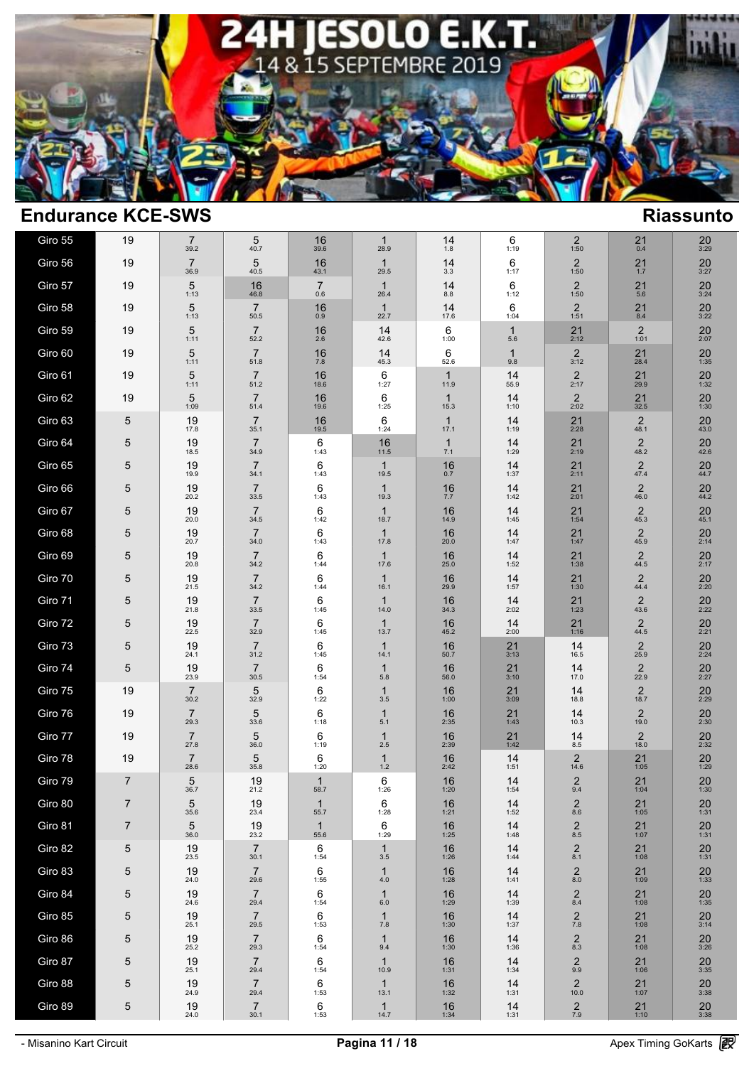# 24H JESOLO E.K.T.

14 & 15 SEPTEMBRE 2019

## Endurance KCE-SWS

## Riassunto

| Giro | | | | | | | | | | |
|---|---|---|---|---|---|---|---|---|---|---|
| Giro 55 | 19 | 7 39.2 | 5 40.7 | 16 39.6 | 1 28.9 | 14 1.8 | 6 1:19 | 2 1:50 | 21 0.4 | 20 3:29 |
| Giro 56 | 19 | 7 36.9 | 5 40.5 | 16 43.1 | 1 29.5 | 14 3.3 | 6 1:17 | 2 1:50 | 21 1.7 | 20 3:27 |
| Giro 57 | 19 | 5 1:13 | 16 46.8 | 7 0.6 | 1 26.4 | 14 8.8 | 6 1:12 | 2 1:50 | 21 5.6 | 20 3:24 |
| Giro 58 | 19 | 5 1:13 | 7 50.5 | 16 0.9 | 1 22.7 | 14 17.6 | 6 1:04 | 2 1:51 | 21 8.4 | 20 3:22 |
| Giro 59 | 19 | 5 1:11 | 7 52.2 | 16 2.6 | 14 42.6 | 6 1:00 | 1 5.6 | 21 2:12 | 2 1:01 | 20 2:07 |
| Giro 60 | 19 | 5 1:11 | 7 51.8 | 16 7.8 | 14 45.3 | 6 52.6 | 1 9.8 | 2 3:12 | 21 28.4 | 20 1:35 |
| Giro 61 | 19 | 5 1:11 | 7 51.2 | 16 18.6 | 6 1:27 | 1 11.9 | 14 55.9 | 2 2:17 | 21 29.9 | 20 1:32 |
| Giro 62 | 19 | 5 1:09 | 7 51.4 | 16 19.6 | 6 1:25 | 1 15.3 | 14 1:10 | 2 2:02 | 21 32.5 | 20 1:30 |
| Giro 63 | 5 | 19 17.8 | 7 35.1 | 16 19.5 | 6 1:24 | 1 17.1 | 14 1:19 | 21 2:28 | 2 48.1 | 20 43.0 |
| Giro 64 | 5 | 19 18.5 | 7 34.9 | 6 1:43 | 16 11.5 | 1 7.1 | 14 1:29 | 21 2:19 | 2 48.2 | 20 42.6 |
| Giro 65 | 5 | 19 19.9 | 7 34.1 | 6 1:43 | 1 19.5 | 16 0.7 | 14 1:37 | 21 2:11 | 2 47.4 | 20 44.7 |
| Giro 66 | 5 | 19 20.2 | 7 33.5 | 6 1:43 | 1 19.3 | 16 7.7 | 14 1:42 | 21 2:01 | 2 46.0 | 20 44.2 |
| Giro 67 | 5 | 19 20.0 | 7 34.5 | 6 1:42 | 1 18.7 | 16 14.9 | 14 1:45 | 21 1:54 | 2 45.3 | 20 45.1 |
| Giro 68 | 5 | 19 20.7 | 7 34.0 | 6 1:43 | 1 17.8 | 16 20.0 | 14 1:47 | 21 1:47 | 2 45.9 | 20 2:14 |
| Giro 69 | 5 | 19 20.8 | 7 34.2 | 6 1:44 | 1 17.6 | 16 25.0 | 14 1:52 | 21 1:38 | 2 44.5 | 20 2:17 |
| Giro 70 | 5 | 19 21.5 | 7 34.2 | 6 1:44 | 1 16.1 | 16 29.9 | 14 1:57 | 21 1:30 | 2 44.4 | 20 2:20 |
| Giro 71 | 5 | 19 21.8 | 7 33.5 | 6 1:45 | 1 14.0 | 16 34.3 | 14 2:02 | 21 1:23 | 2 43.6 | 20 2:22 |
| Giro 72 | 5 | 19 22.5 | 7 32.9 | 6 1:45 | 1 13.7 | 16 45.2 | 14 2:00 | 21 1:16 | 2 44.5 | 20 2:21 |
| Giro 73 | 5 | 19 24.1 | 7 31.2 | 6 1:45 | 1 14.1 | 16 50.7 | 21 3:13 | 14 16.5 | 2 25.9 | 20 2:24 |
| Giro 74 | 5 | 19 23.9 | 7 30.5 | 6 1:54 | 1 5.8 | 16 56.0 | 21 3:10 | 14 17.0 | 2 22.9 | 20 2:27 |
| Giro 75 | 19 | 7 30.2 | 5 32.9 | 6 1:22 | 1 3.5 | 16 1:00 | 21 3:09 | 14 18.8 | 2 18.7 | 20 2:29 |
| Giro 76 | 19 | 7 29.3 | 5 33.6 | 6 1:18 | 1 5.1 | 16 2:35 | 21 1:43 | 14 10.3 | 2 19.0 | 20 2:30 |
| Giro 77 | 19 | 7 27.8 | 5 36.0 | 6 1:19 | 1 2.5 | 16 2:39 | 21 1:42 | 14 8.5 | 2 18.0 | 20 2:32 |
| Giro 78 | 19 | 7 28.6 | 5 35.8 | 6 1:20 | 1 1.2 | 16 2:42 | 14 1:51 | 2 14.6 | 21 1:05 | 20 1:29 |
| Giro 79 | 7 | 5 36.7 | 19 21.2 | 1 58.7 | 6 1:26 | 16 1:20 | 14 1:54 | 2 9.4 | 21 1:04 | 20 1:30 |
| Giro 80 | 7 | 5 35.6 | 19 23.4 | 1 55.7 | 6 1:28 | 16 1:21 | 14 1:52 | 2 8.6 | 21 1:05 | 20 1:31 |
| Giro 81 | 7 | 5 36.0 | 19 23.2 | 1 55.6 | 6 1:29 | 16 1:25 | 14 1:48 | 2 8.5 | 21 1:07 | 20 1:31 |
| Giro 82 | 5 | 19 23.5 | 7 30.1 | 6 1:54 | 1 3.5 | 16 1:26 | 14 1:44 | 2 8.1 | 21 1:08 | 20 1:31 |
| Giro 83 | 5 | 19 24.0 | 7 29.6 | 6 1:55 | 1 4.0 | 16 1:28 | 14 1:41 | 2 8.0 | 21 1:09 | 20 1:33 |
| Giro 84 | 5 | 19 24.6 | 7 29.4 | 6 1:54 | 1 6.0 | 16 1:29 | 14 1:39 | 2 8.4 | 21 1:08 | 20 1:35 |
| Giro 85 | 5 | 19 25.1 | 7 29.5 | 6 1:53 | 1 7.8 | 16 1:30 | 14 1:37 | 2 7.8 | 21 1:08 | 20 3:14 |
| Giro 86 | 5 | 19 25.2 | 7 29.3 | 6 1:54 | 1 9.4 | 16 1:30 | 14 1:36 | 2 8.3 | 21 1:08 | 20 3:26 |
| Giro 87 | 5 | 19 25.1 | 7 29.4 | 6 1:54 | 1 10.9 | 16 1:31 | 14 1:34 | 2 9.9 | 21 1:06 | 20 3:35 |
| Giro 88 | 5 | 19 24.9 | 7 29.4 | 6 1:53 | 1 13.1 | 16 1:32 | 14 1:31 | 2 10.0 | 21 1:07 | 20 3:38 |
| Giro 89 | 5 | 19 24.0 | 7 30.1 | 6 1:53 | 1 14.7 | 16 1:34 | 14 1:31 | 2 7.9 | 21 1:10 | 20 3:38 |

- Misanino Kart Circuit — Apex Timing GoKarts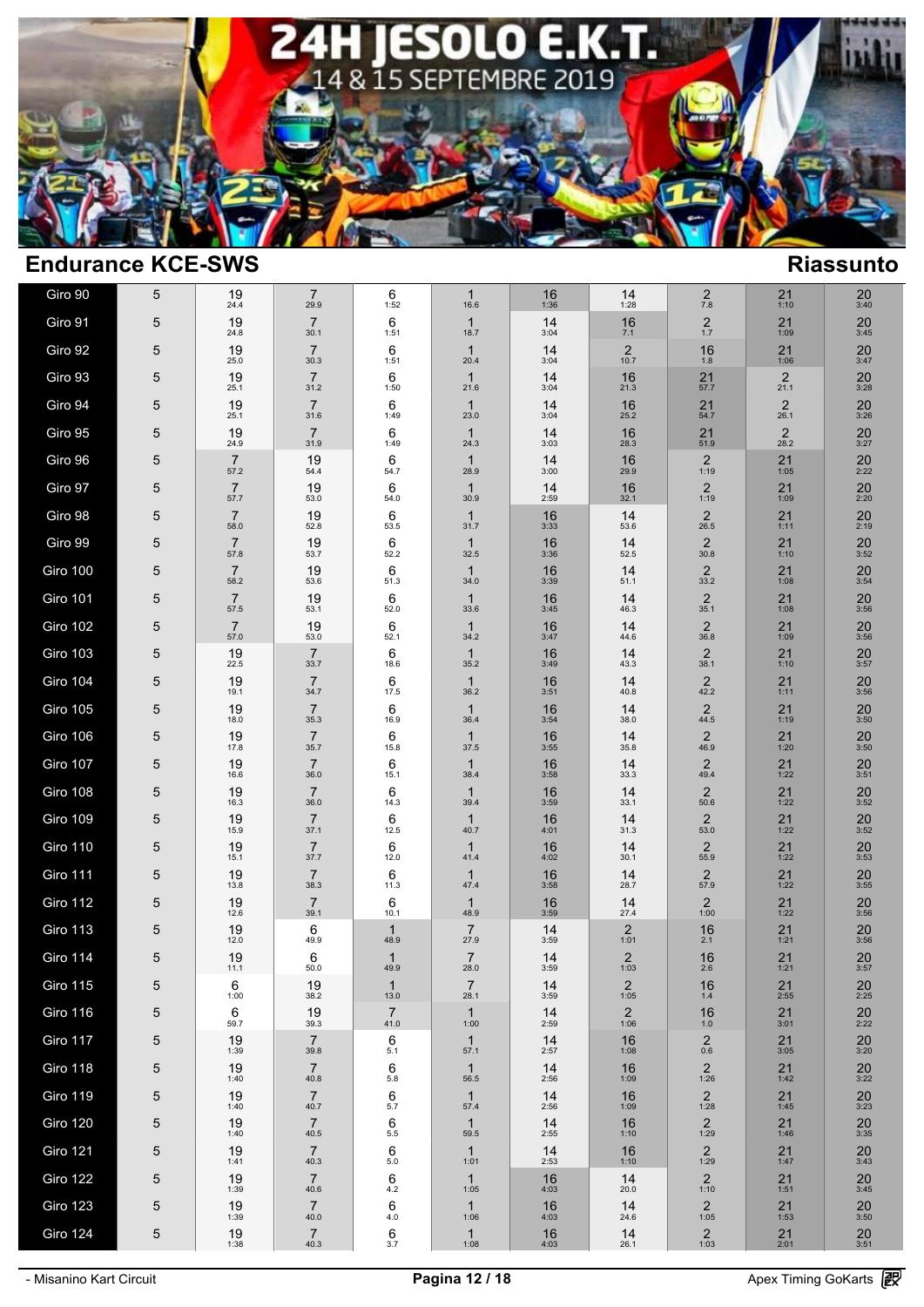# 24H JESOLO E.K.T.

14 & 15 SEPTEMBRE 2019

## Endurance KCE-SWS

## Riassunto

| | | | | | | | | | | |
|---|---|---|---|---|---|---|---|---|---|---|
| Giro 90 | 5 | 19 24.4 | 7 29.9 | 6 1:52 | 1 16.6 | 16 1:36 | 14 1:28 | 2 7.8 | 21 1:10 | 20 3:40 |
| Giro 91 | 5 | 19 24.8 | 7 30.1 | 6 1:51 | 1 18.7 | 14 3:04 | 16 7.1 | 2 1.7 | 21 1:09 | 20 3:45 |
| Giro 92 | 5 | 19 25.0 | 7 30.3 | 6 1:51 | 1 20.4 | 14 3:04 | 2 10.7 | 16 1.8 | 21 1:06 | 20 3:47 |
| Giro 93 | 5 | 19 25.1 | 7 31.2 | 6 1:50 | 1 21.6 | 14 3:04 | 16 21.3 | 21 57.7 | 2 21.1 | 20 3:28 |
| Giro 94 | 5 | 19 25.1 | 7 31.6 | 6 1:49 | 1 23.0 | 14 3:04 | 16 25.2 | 21 54.7 | 2 26.1 | 20 3:26 |
| Giro 95 | 5 | 19 24.9 | 7 31.9 | 6 1:49 | 1 24.3 | 14 3:03 | 16 28.3 | 21 51.9 | 2 28.2 | 20 3:27 |
| Giro 96 | 5 | 7 57.2 | 19 54.4 | 6 54.7 | 1 28.9 | 14 3:00 | 16 29.9 | 2 1:19 | 21 1:05 | 20 2:22 |
| Giro 97 | 5 | 7 57.7 | 19 53.0 | 6 54.0 | 1 30.9 | 14 2:59 | 16 32.1 | 2 1:19 | 21 1:09 | 20 2:20 |
| Giro 98 | 5 | 7 58.0 | 19 52.8 | 6 53.5 | 1 31.7 | 16 3:33 | 14 53.6 | 2 26.5 | 21 1:11 | 20 2:19 |
| Giro 99 | 5 | 7 57.8 | 19 53.7 | 6 52.2 | 1 32.5 | 16 3:36 | 14 52.5 | 2 30.8 | 21 1:10 | 20 3:52 |
| Giro 100 | 5 | 7 58.2 | 19 53.6 | 6 51.3 | 1 34.0 | 16 3:39 | 14 51.1 | 2 33.2 | 21 1:08 | 20 3:54 |
| Giro 101 | 5 | 7 57.5 | 19 53.1 | 6 52.0 | 1 33.6 | 16 3:45 | 14 46.3 | 2 35.1 | 21 1:08 | 20 3:56 |
| Giro 102 | 5 | 7 57.0 | 19 53.0 | 6 52.1 | 1 34.2 | 16 3:47 | 14 44.6 | 2 36.8 | 21 1:09 | 20 3:56 |
| Giro 103 | 5 | 19 22.5 | 7 33.7 | 6 18.6 | 1 35.2 | 16 3:49 | 14 43.3 | 2 38.1 | 21 1:10 | 20 3:57 |
| Giro 104 | 5 | 19 19.1 | 7 34.7 | 6 17.5 | 1 36.2 | 16 3:51 | 14 40.8 | 2 42.2 | 21 1:11 | 20 3:56 |
| Giro 105 | 5 | 19 18.0 | 7 35.3 | 6 16.9 | 1 36.4 | 16 3:54 | 14 38.0 | 2 44.5 | 21 1:19 | 20 3:50 |
| Giro 106 | 5 | 19 17.8 | 7 35.7 | 6 15.8 | 1 37.5 | 16 3:55 | 14 35.8 | 2 46.9 | 21 1:20 | 20 3:50 |
| Giro 107 | 5 | 19 16.6 | 7 36.0 | 6 15.1 | 1 38.4 | 16 3:58 | 14 33.3 | 2 49.4 | 21 1:22 | 20 3:51 |
| Giro 108 | 5 | 19 16.3 | 7 36.0 | 6 14.3 | 1 39.4 | 16 3:59 | 14 33.1 | 2 50.6 | 21 1:22 | 20 3:52 |
| Giro 109 | 5 | 19 15.9 | 7 37.1 | 6 12.5 | 1 40.7 | 16 4:01 | 14 31.3 | 2 53.0 | 21 1:22 | 20 3:52 |
| Giro 110 | 5 | 19 15.1 | 7 37.7 | 6 12.0 | 1 41.4 | 16 4:02 | 14 30.1 | 2 55.9 | 21 1:22 | 20 3:53 |
| Giro 111 | 5 | 19 13.8 | 7 38.3 | 6 11.3 | 1 47.4 | 16 3:58 | 14 28.7 | 2 57.9 | 21 1:22 | 20 3:55 |
| Giro 112 | 5 | 19 12.6 | 7 39.1 | 6 10.1 | 1 48.9 | 16 3:59 | 14 27.4 | 2 1:00 | 21 1:22 | 20 3:56 |
| Giro 113 | 5 | 19 12.0 | 6 49.9 | 1 48.9 | 7 27.9 | 14 3:59 | 2 1:01 | 16 2.1 | 21 1:21 | 20 3:56 |
| Giro 114 | 5 | 19 11.1 | 6 50.0 | 1 49.9 | 7 28.0 | 14 3:59 | 2 1:03 | 16 2.6 | 21 1:21 | 20 3:57 |
| Giro 115 | 5 | 6 1:00 | 19 38.2 | 1 13.0 | 7 28.1 | 14 3:59 | 2 1:05 | 16 1.4 | 21 2:55 | 20 2:25 |
| Giro 116 | 5 | 6 59.7 | 19 39.3 | 7 41.0 | 1 1:00 | 14 2:59 | 2 1:06 | 16 1.0 | 21 3:01 | 20 2:22 |
| Giro 117 | 5 | 19 1:39 | 7 39.8 | 6 5.1 | 1 57.1 | 14 2:57 | 16 1:08 | 2 0.6 | 21 3:05 | 20 3:20 |
| Giro 118 | 5 | 19 1:40 | 7 40.8 | 6 5.8 | 1 56.5 | 14 2:56 | 16 1:09 | 2 1:26 | 21 1:42 | 20 3:22 |
| Giro 119 | 5 | 19 1:40 | 7 40.7 | 6 5.7 | 1 57.4 | 14 2:56 | 16 1:09 | 2 1:28 | 21 1:45 | 20 3:23 |
| Giro 120 | 5 | 19 1:40 | 7 40.5 | 6 5.5 | 1 59.5 | 14 2:55 | 16 1:10 | 2 1:29 | 21 1:46 | 20 3:35 |
| Giro 121 | 5 | 19 1:41 | 7 40.3 | 6 5.0 | 1 1:01 | 14 2:53 | 16 1:10 | 2 1:29 | 21 1:47 | 20 3:43 |
| Giro 122 | 5 | 19 1:39 | 7 40.6 | 6 4.2 | 1 1:05 | 16 4:03 | 14 20.0 | 2 1:10 | 21 1:51 | 20 3:45 |
| Giro 123 | 5 | 19 1:39 | 7 40.0 | 6 4.0 | 1 1:06 | 16 4:03 | 14 24.6 | 2 1:05 | 21 1:53 | 20 3:50 |
| Giro 124 | 5 | 19 1:38 | 7 40.3 | 6 3.7 | 1 1:08 | 16 4:03 | 14 26.1 | 2 1:03 | 21 2:01 | 20 3:51 |

- Misanino Kart Circuit

Apex Timing GoKarts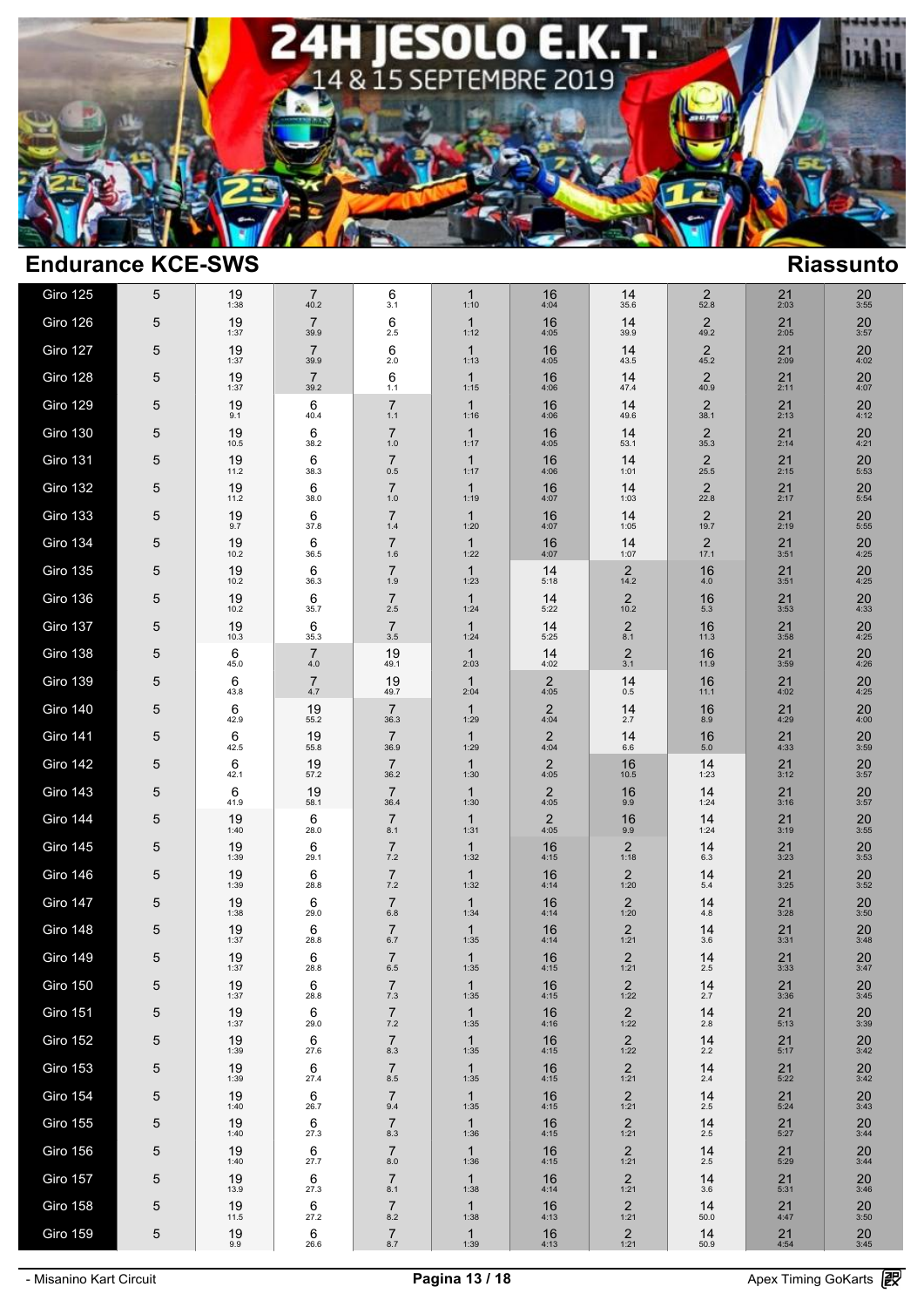## Endurance KCE-SWS

## Riassunto

| | | | | | | | | | | |
|---|---|---|---|---|---|---|---|---|---|---|
| Giro 125 | 5 | 19 1:38 | 7 40.2 | 6 3.1 | 1 1:10 | 16 4:04 | 14 35.6 | 2 52.8 | 21 2:03 | 20 3:55 |
| Giro 126 | 5 | 19 1:37 | 7 39.9 | 6 2.5 | 1 1:12 | 16 4:05 | 14 39.9 | 2 49.2 | 21 2:05 | 20 3:57 |
| Giro 127 | 5 | 19 1:37 | 7 39.9 | 6 2.0 | 1 1:13 | 16 4:05 | 14 43.5 | 2 45.2 | 21 2:09 | 20 4:02 |
| Giro 128 | 5 | 19 1:37 | 7 39.2 | 6 1.1 | 1 1:15 | 16 4:06 | 14 47.4 | 2 40.9 | 21 2:11 | 20 4:07 |
| Giro 129 | 5 | 19 9.1 | 6 40.4 | 7 1.1 | 1 1:16 | 16 4:06 | 14 49.6 | 2 38.1 | 21 2:13 | 20 4:12 |
| Giro 130 | 5 | 19 10.5 | 6 38.2 | 7 1.0 | 1 1:17 | 16 4:05 | 14 53.1 | 2 35.3 | 21 2:14 | 20 4:21 |
| Giro 131 | 5 | 19 11.2 | 6 38.3 | 7 0.5 | 1 1:17 | 16 4:06 | 14 1:01 | 2 25.5 | 21 2:15 | 20 5:53 |
| Giro 132 | 5 | 19 11.2 | 6 38.0 | 7 1.0 | 1 1:19 | 16 4:07 | 14 1:03 | 2 22.8 | 21 2:17 | 20 5:54 |
| Giro 133 | 5 | 19 9.7 | 6 37.8 | 7 1.4 | 1 1:20 | 16 4:07 | 14 1:05 | 2 19.7 | 21 2:19 | 20 5:55 |
| Giro 134 | 5 | 19 10.2 | 6 36.5 | 7 1.6 | 1 1:22 | 16 4:07 | 14 1:07 | 2 17.1 | 21 3:51 | 20 4:25 |
| Giro 135 | 5 | 19 10.2 | 6 36.3 | 7 1.9 | 1 1:23 | 14 5:18 | 2 14.2 | 16 4.0 | 21 3:51 | 20 4:25 |
| Giro 136 | 5 | 19 10.2 | 6 35.7 | 7 2.5 | 1 1:24 | 14 5:22 | 2 10.2 | 16 5.3 | 21 3:53 | 20 4:33 |
| Giro 137 | 5 | 19 10.3 | 6 35.3 | 7 3.5 | 1 1:24 | 14 5:25 | 2 8.1 | 16 11.3 | 21 3:58 | 20 4:25 |
| Giro 138 | 5 | 6 45.0 | 7 4.0 | 19 49.1 | 1 2:03 | 14 4:02 | 2 3.1 | 16 11.9 | 21 3:59 | 20 4:26 |
| Giro 139 | 5 | 6 43.8 | 7 4.7 | 19 49.7 | 1 2:04 | 2 4:05 | 14 0.5 | 16 11.1 | 21 4:02 | 20 4:25 |
| Giro 140 | 5 | 6 42.9 | 19 55.2 | 7 36.3 | 1 1:29 | 2 4:04 | 14 2.7 | 16 8.9 | 21 4:29 | 20 4:00 |
| Giro 141 | 5 | 6 42.5 | 19 55.8 | 7 36.9 | 1 1:29 | 2 4:04 | 14 6.6 | 16 5.0 | 21 4:33 | 20 3:59 |
| Giro 142 | 5 | 6 42.1 | 19 57.2 | 7 36.2 | 1 1:30 | 2 4:05 | 16 10.5 | 14 1:23 | 21 3:12 | 20 3:57 |
| Giro 143 | 5 | 6 41.9 | 19 58.1 | 7 36.4 | 1 1:30 | 2 4:05 | 16 9.9 | 14 1:24 | 21 3:16 | 20 3:57 |
| Giro 144 | 5 | 19 1:40 | 6 28.0 | 7 8.1 | 1 1:31 | 2 4:05 | 16 9.9 | 14 1:24 | 21 3:19 | 20 3:55 |
| Giro 145 | 5 | 19 1:39 | 6 29.1 | 7 7.2 | 1 1:32 | 16 4:15 | 2 1:18 | 14 6.3 | 21 3:23 | 20 3:53 |
| Giro 146 | 5 | 19 1:39 | 6 28.8 | 7 7.2 | 1 1:32 | 16 4:14 | 2 1:20 | 14 5.4 | 21 3:25 | 20 3:52 |
| Giro 147 | 5 | 19 1:38 | 6 29.0 | 7 6.8 | 1 1:34 | 16 4:14 | 2 1:20 | 14 4.8 | 21 3:28 | 20 3:50 |
| Giro 148 | 5 | 19 1:37 | 6 28.8 | 7 6.7 | 1 1:35 | 16 4:14 | 2 1:21 | 14 3.6 | 21 3:31 | 20 3:48 |
| Giro 149 | 5 | 19 1:37 | 6 28.8 | 7 6.5 | 1 1:35 | 16 4:15 | 2 1:21 | 14 2.5 | 21 3:33 | 20 3:47 |
| Giro 150 | 5 | 19 1:37 | 6 28.8 | 7 7.3 | 1 1:35 | 16 4:15 | 2 1:22 | 14 2.7 | 21 3:36 | 20 3:45 |
| Giro 151 | 5 | 19 1:37 | 6 29.0 | 7 7.2 | 1 1:35 | 16 4:16 | 2 1:22 | 14 2.8 | 21 5:13 | 20 3:39 |
| Giro 152 | 5 | 19 1:39 | 6 27.6 | 7 8.3 | 1 1:35 | 16 4:15 | 2 1:22 | 14 2.2 | 21 5:17 | 20 3:42 |
| Giro 153 | 5 | 19 1:39 | 6 27.4 | 7 8.5 | 1 1:35 | 16 4:15 | 2 1:21 | 14 2.4 | 21 5:22 | 20 3:42 |
| Giro 154 | 5 | 19 1:40 | 6 26.7 | 7 9.4 | 1 1:35 | 16 4:15 | 2 1:21 | 14 2.5 | 21 5:24 | 20 3:43 |
| Giro 155 | 5 | 19 1:40 | 6 27.3 | 7 8.3 | 1 1:36 | 16 4:15 | 2 1:21 | 14 2.5 | 21 5:27 | 20 3:44 |
| Giro 156 | 5 | 19 1:40 | 6 27.7 | 7 8.0 | 1 1:36 | 16 4:15 | 2 1:21 | 14 2.5 | 21 5:29 | 20 3:44 |
| Giro 157 | 5 | 19 13.9 | 6 27.3 | 7 8.1 | 1 1:38 | 16 4:14 | 2 1:21 | 14 3.6 | 21 5:31 | 20 3:46 |
| Giro 158 | 5 | 19 11.5 | 6 27.2 | 7 8.2 | 1 1:38 | 16 4:13 | 2 1:21 | 14 50.0 | 21 4:47 | 20 3:50 |
| Giro 159 | 5 | 19 9.9 | 6 26.6 | 7 8.7 | 1 1:39 | 16 4:13 | 2 1:21 | 14 50.9 | 21 4:54 | 20 3:45 |

- Misanino Kart Circuit

Apex Timing GoKarts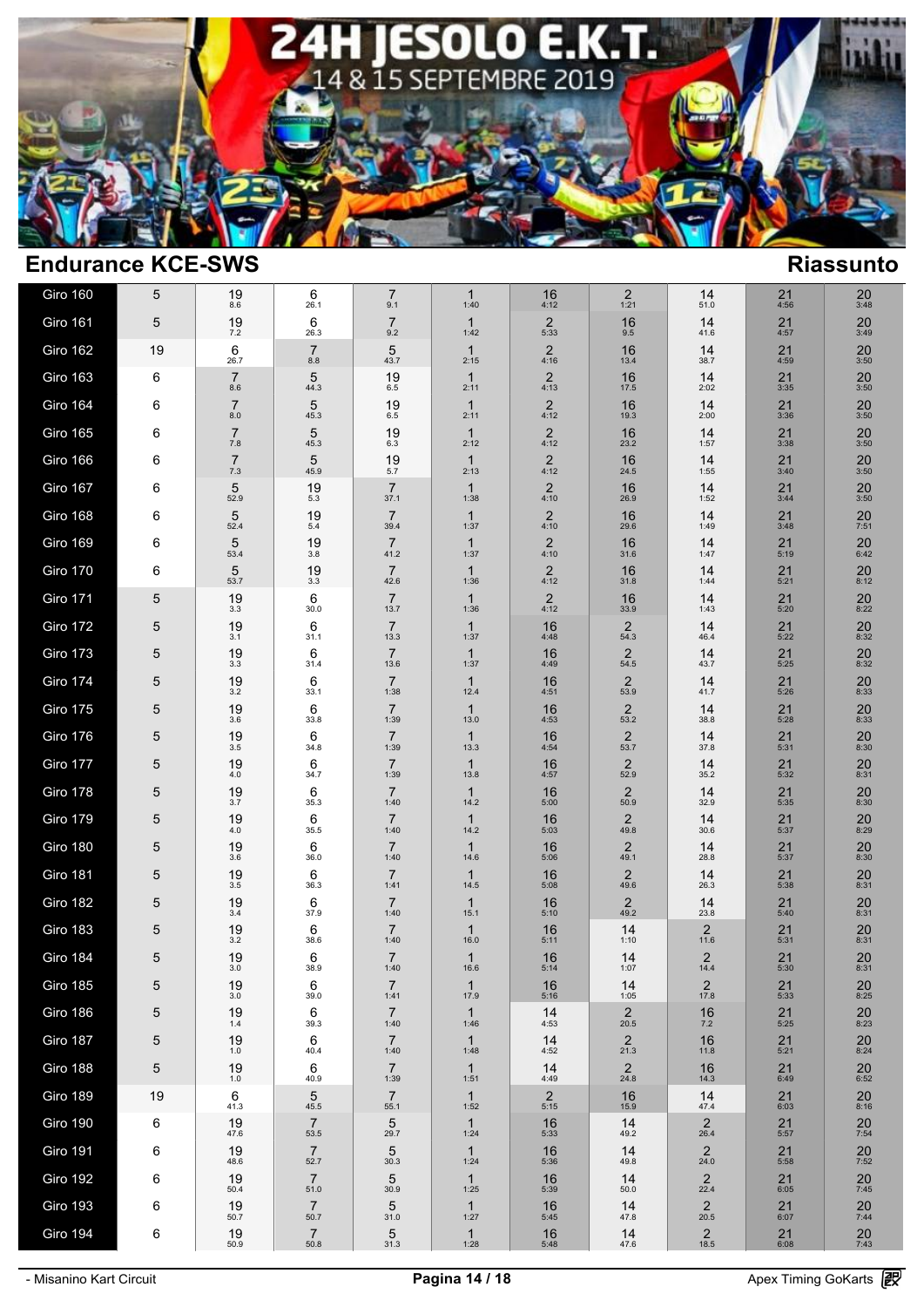## Endurance KCE-SWS

## Riassunto

| Giro | | | | | | | | | | |
|---|---|---|---|---|---|---|---|---|---|---|
| Giro 160 | 5 | 19 8.6 | 6 26.1 | 7 9.1 | 1 1:40 | 16 4:12 | 2 1:21 | 14 51.0 | 21 4:56 | 20 3:48 |
| Giro 161 | 5 | 19 7.2 | 6 26.3 | 7 9.2 | 1 1:42 | 2 5:33 | 16 9.5 | 14 41.6 | 21 4:57 | 20 3:49 |
| Giro 162 | 19 | 6 26.7 | 7 8.8 | 5 43.7 | 1 2:15 | 2 4:16 | 16 13.4 | 14 38.7 | 21 4:59 | 20 3:50 |
| Giro 163 | 6 | 7 8.6 | 5 44.3 | 19 6.5 | 1 2:11 | 2 4:13 | 16 17.5 | 14 2:02 | 21 3:35 | 20 3:50 |
| Giro 164 | 6 | 7 8.0 | 5 45.3 | 19 6.5 | 1 2:11 | 2 4:12 | 16 19.3 | 14 2:00 | 21 3:36 | 20 3:50 |
| Giro 165 | 6 | 7 7.8 | 5 45.3 | 19 6.3 | 1 2:12 | 2 4:12 | 16 23.2 | 14 1:57 | 21 3:38 | 20 3:50 |
| Giro 166 | 6 | 7 7.3 | 5 45.9 | 19 5.7 | 1 2:13 | 2 4:12 | 16 24.5 | 14 1:55 | 21 3:40 | 20 3:50 |
| Giro 167 | 6 | 5 52.9 | 19 5.3 | 7 37.1 | 1 1:38 | 2 4:10 | 16 26.9 | 14 1:52 | 21 3:44 | 20 3:50 |
| Giro 168 | 6 | 5 52.4 | 19 5.4 | 7 39.4 | 1 1:37 | 2 4:10 | 16 29.6 | 14 1:49 | 21 3:48 | 20 7:51 |
| Giro 169 | 6 | 5 53.4 | 19 3.8 | 7 41.2 | 1 1:37 | 2 4:10 | 16 31.6 | 14 1:47 | 21 5:19 | 20 6:42 |
| Giro 170 | 6 | 5 53.7 | 19 3.3 | 7 42.6 | 1 1:36 | 2 4:12 | 16 31.8 | 14 1:44 | 21 5:21 | 20 8:12 |
| Giro 171 | 5 | 19 3.3 | 6 30.0 | 7 13.7 | 1 1:36 | 2 4:12 | 16 33.9 | 14 1:43 | 21 5:20 | 20 8:22 |
| Giro 172 | 5 | 19 3.1 | 6 31.1 | 7 13.3 | 1 1:37 | 16 4:48 | 2 54.3 | 14 46.4 | 21 5:22 | 20 8:32 |
| Giro 173 | 5 | 19 3.3 | 6 31.4 | 7 13.6 | 1 1:37 | 16 4:49 | 2 54.5 | 14 43.7 | 21 5:25 | 20 8:32 |
| Giro 174 | 5 | 19 3.2 | 6 33.1 | 7 1:38 | 1 12.4 | 16 4:51 | 2 53.9 | 14 41.7 | 21 5:26 | 20 8:33 |
| Giro 175 | 5 | 19 3.6 | 6 33.8 | 7 1:39 | 1 13.0 | 16 4:53 | 2 53.2 | 14 38.8 | 21 5:28 | 20 8:33 |
| Giro 176 | 5 | 19 3.5 | 6 34.8 | 7 1:39 | 1 13.3 | 16 4:54 | 2 53.7 | 14 37.8 | 21 5:31 | 20 8:30 |
| Giro 177 | 5 | 19 4.0 | 6 34.7 | 7 1:39 | 1 13.8 | 16 4:57 | 2 52.9 | 14 35.2 | 21 5:32 | 20 8:31 |
| Giro 178 | 5 | 19 3.7 | 6 35.3 | 7 1:40 | 1 14.2 | 16 5:00 | 2 50.9 | 14 32.9 | 21 5:35 | 20 8:30 |
| Giro 179 | 5 | 19 4.0 | 6 35.5 | 7 1:40 | 1 14.2 | 16 5:03 | 2 49.8 | 14 30.6 | 21 5:37 | 20 8:29 |
| Giro 180 | 5 | 19 3.6 | 6 36.0 | 7 1:40 | 1 14.6 | 16 5:06 | 2 49.1 | 14 28.8 | 21 5:37 | 20 8:30 |
| Giro 181 | 5 | 19 3.5 | 6 36.3 | 7 1:41 | 1 14.5 | 16 5:08 | 2 49.6 | 14 26.3 | 21 5:38 | 20 8:31 |
| Giro 182 | 5 | 19 3.4 | 6 37.9 | 7 1:40 | 1 15.1 | 16 5:10 | 2 49.2 | 14 23.8 | 21 5:40 | 20 8:31 |
| Giro 183 | 5 | 19 3.2 | 6 38.6 | 7 1:40 | 1 16.0 | 16 5:11 | 14 1:10 | 2 11.6 | 21 5:31 | 20 8:31 |
| Giro 184 | 5 | 19 3.0 | 6 38.9 | 7 1:40 | 1 16.6 | 16 5:14 | 14 1:07 | 2 14.4 | 21 5:30 | 20 8:31 |
| Giro 185 | 5 | 19 3.0 | 6 39.0 | 7 1:41 | 1 17.9 | 16 5:16 | 14 1:05 | 2 17.8 | 21 5:33 | 20 8:25 |
| Giro 186 | 5 | 19 1.4 | 6 39.3 | 7 1:40 | 1 1:46 | 14 4:53 | 2 20.5 | 16 7.2 | 21 5:25 | 20 8:23 |
| Giro 187 | 5 | 19 1.0 | 6 40.4 | 7 1:40 | 1 1:48 | 14 4:52 | 2 21.3 | 16 11.8 | 21 5:21 | 20 8:24 |
| Giro 188 | 5 | 19 1.0 | 6 40.9 | 7 1:39 | 1 1:51 | 14 4:49 | 2 24.8 | 16 14.3 | 21 6:49 | 20 6:52 |
| Giro 189 | 19 | 6 41.3 | 5 45.5 | 7 55.1 | 1 1:52 | 2 5:15 | 16 15.9 | 14 47.4 | 21 6:03 | 20 8:16 |
| Giro 190 | 6 | 19 47.6 | 7 53.5 | 5 29.7 | 1 1:24 | 16 5:33 | 14 49.2 | 2 26.4 | 21 5:57 | 20 7:54 |
| Giro 191 | 6 | 19 48.6 | 7 52.7 | 5 30.3 | 1 1:24 | 16 5:36 | 14 49.8 | 2 24.0 | 21 5:58 | 20 7:52 |
| Giro 192 | 6 | 19 50.4 | 7 51.0 | 5 30.9 | 1 1:25 | 16 5:39 | 14 50.0 | 2 22.4 | 21 6:05 | 20 7:45 |
| Giro 193 | 6 | 19 50.7 | 7 50.7 | 5 31.0 | 1 1:27 | 16 5:45 | 14 47.8 | 2 20.5 | 21 6:07 | 20 7:44 |
| Giro 194 | 6 | 19 50.9 | 7 50.8 | 5 31.3 | 1 1:28 | 16 5:48 | 14 47.6 | 2 18.5 | 21 6:08 | 20 7:43 |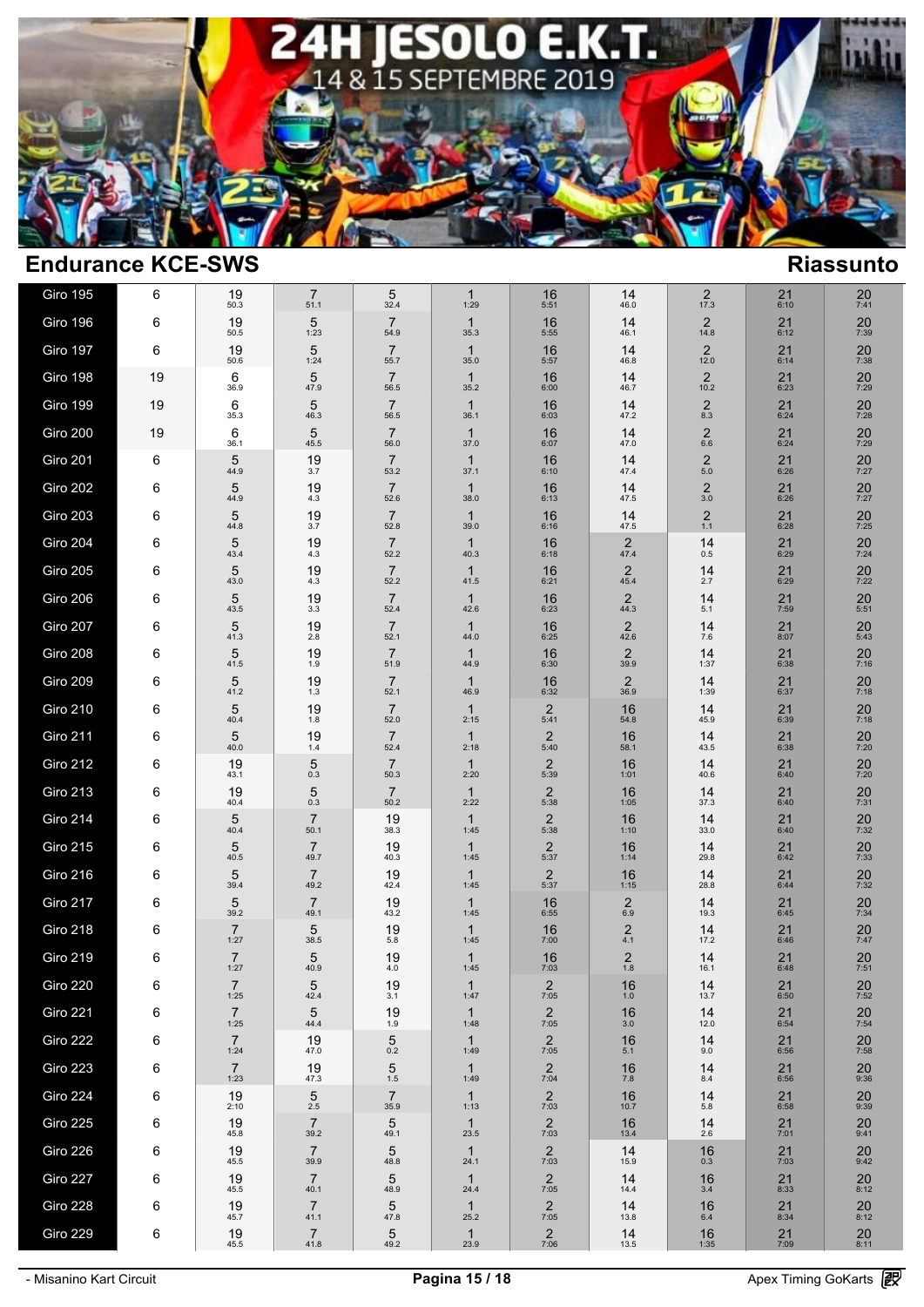# 24H JESOLO E.K.T.

14 & 15 SEPTEMBRE 2019

## Endurance KCE-SWS

Riassunto

| Giro | | | | | | | | | | |
|---|---|---|---|---|---|---|---|---|---|---|
| Giro 195 | 6 | 19 50.3 | 7 51.1 | 5 32.4 | 1 1:29 | 16 5:51 | 14 46.0 | 2 17.3 | 21 6:10 | 20 7:41 |
| Giro 196 | 6 | 19 50.5 | 5 1:23 | 7 54.9 | 1 35.3 | 16 5:55 | 14 46.1 | 2 14.8 | 21 6:12 | 20 7:39 |
| Giro 197 | 6 | 19 50.6 | 5 1:24 | 7 55.7 | 1 35.0 | 16 5:57 | 14 46.8 | 2 12.0 | 21 6:14 | 20 7:38 |
| Giro 198 | 19 | 6 36.9 | 5 47.9 | 7 56.5 | 1 35.2 | 16 6:00 | 14 46.7 | 2 10.2 | 21 6:23 | 20 7:29 |
| Giro 199 | 19 | 6 35.3 | 5 46.3 | 7 56.5 | 1 36.1 | 16 6:03 | 14 47.2 | 2 8.3 | 21 6:24 | 20 7:28 |
| Giro 200 | 19 | 6 36.1 | 5 45.5 | 7 56.0 | 1 37.0 | 16 6:07 | 14 47.0 | 2 6.6 | 21 6:24 | 20 7:29 |
| Giro 201 | 6 | 5 44.9 | 19 3.7 | 7 53.2 | 1 37.1 | 16 6:10 | 14 47.4 | 2 5.0 | 21 6:26 | 20 7:27 |
| Giro 202 | 6 | 5 44.9 | 19 4.3 | 7 52.6 | 1 38.0 | 16 6:13 | 14 47.5 | 2 3.0 | 21 6:26 | 20 7:27 |
| Giro 203 | 6 | 5 44.8 | 19 3.7 | 7 52.8 | 1 39.0 | 16 6:16 | 14 47.5 | 2 1.1 | 21 6:28 | 20 7:25 |
| Giro 204 | 6 | 5 43.4 | 19 4.3 | 7 52.2 | 1 40.3 | 16 6:18 | 2 47.4 | 14 0.5 | 21 6:29 | 20 7:24 |
| Giro 205 | 6 | 5 43.0 | 19 4.3 | 7 52.2 | 1 41.5 | 16 6:21 | 2 45.4 | 14 2.7 | 21 6:29 | 20 7:22 |
| Giro 206 | 6 | 5 43.5 | 19 3.3 | 7 52.4 | 1 42.6 | 16 6:23 | 2 44.3 | 14 5.1 | 21 7:59 | 20 5:51 |
| Giro 207 | 6 | 5 41.3 | 19 2.8 | 7 52.1 | 1 44.0 | 16 6:25 | 2 42.6 | 14 7.6 | 21 8:07 | 20 5:43 |
| Giro 208 | 6 | 5 41.5 | 19 1.9 | 7 51.9 | 1 44.9 | 16 6:30 | 2 39.9 | 14 1:37 | 21 6:38 | 20 7:16 |
| Giro 209 | 6 | 5 41.2 | 19 1.3 | 7 52.1 | 1 46.9 | 16 6:32 | 2 36.9 | 14 1:39 | 21 6:37 | 20 7:18 |
| Giro 210 | 6 | 5 40.4 | 19 1.8 | 7 52.0 | 1 2:15 | 2 5:41 | 16 54.8 | 14 45.9 | 21 6:39 | 20 7:18 |
| Giro 211 | 6 | 5 40.0 | 19 1.4 | 7 52.4 | 1 2:18 | 2 5:40 | 16 58.1 | 14 43.5 | 21 6:38 | 20 7:20 |
| Giro 212 | 6 | 19 43.1 | 5 0.3 | 7 50.3 | 1 2:20 | 2 5:39 | 16 1:01 | 14 40.6 | 21 6:40 | 20 7:20 |
| Giro 213 | 6 | 19 40.4 | 5 0.3 | 7 50.2 | 1 2:22 | 2 5:38 | 16 1:05 | 14 37.3 | 21 6:40 | 20 7:31 |
| Giro 214 | 6 | 5 40.4 | 7 50.1 | 19 38.3 | 1 1:45 | 2 5:38 | 16 1:10 | 14 33.0 | 21 6:40 | 20 7:32 |
| Giro 215 | 6 | 5 40.5 | 7 49.7 | 19 40.3 | 1 1:45 | 2 5:37 | 16 1:14 | 14 29.8 | 21 6:42 | 20 7:33 |
| Giro 216 | 6 | 5 39.4 | 7 49.2 | 19 42.4 | 1 1:45 | 2 5:37 | 16 1:15 | 14 28.8 | 21 6:44 | 20 7:32 |
| Giro 217 | 6 | 5 39.2 | 7 49.1 | 19 43.2 | 1 1:45 | 16 6:55 | 2 6.9 | 14 19.3 | 21 6:45 | 20 7:34 |
| Giro 218 | 6 | 7 1:27 | 5 38.5 | 19 5.8 | 1 1:45 | 16 7:00 | 2 4.1 | 14 17.2 | 21 6:46 | 20 7:47 |
| Giro 219 | 6 | 7 1:27 | 5 40.9 | 19 4.0 | 1 1:45 | 16 7:03 | 2 1.8 | 14 16.1 | 21 6:48 | 20 7:51 |
| Giro 220 | 6 | 7 1:25 | 5 42.4 | 19 3.1 | 1 1:47 | 2 7:05 | 16 1.0 | 14 13.7 | 21 6:50 | 20 7:52 |
| Giro 221 | 6 | 7 1:25 | 5 44.4 | 19 1.9 | 1 1:48 | 2 7:05 | 16 3.0 | 14 12.0 | 21 6:54 | 20 7:54 |
| Giro 222 | 6 | 7 1:24 | 19 47.0 | 5 0.2 | 1 1:49 | 2 7:05 | 16 5.1 | 14 9.0 | 21 6:56 | 20 7:58 |
| Giro 223 | 6 | 7 1:23 | 19 47.3 | 5 1.5 | 1 1:49 | 2 7:04 | 16 7.8 | 14 8.4 | 21 6:56 | 20 9:36 |
| Giro 224 | 6 | 19 2:10 | 5 2.5 | 7 35.9 | 1 1:13 | 2 7:03 | 16 10.7 | 14 5.8 | 21 6:58 | 20 9:39 |
| Giro 225 | 6 | 19 45.8 | 7 39.2 | 5 49.1 | 1 23.5 | 2 7:03 | 16 13.4 | 14 2.6 | 21 7:01 | 20 9:41 |
| Giro 226 | 6 | 19 45.5 | 7 39.9 | 5 48.8 | 1 24.1 | 2 7:03 | 14 15.9 | 16 0.3 | 21 7:03 | 20 9:42 |
| Giro 227 | 6 | 19 45.5 | 7 40.1 | 5 48.9 | 1 24.4 | 2 7:05 | 14 14.4 | 16 3.4 | 21 8:33 | 20 8:12 |
| Giro 228 | 6 | 19 45.7 | 7 41.1 | 5 47.8 | 1 25.2 | 2 7:05 | 14 13.8 | 16 6.4 | 21 8:34 | 20 8:12 |
| Giro 229 | 6 | 19 45.5 | 7 41.8 | 5 49.2 | 1 23.9 | 2 7:06 | 14 13.5 | 16 1:35 | 21 7:09 | 20 8:11 |

- Misanino Kart Circuit

Apex Timing GoKarts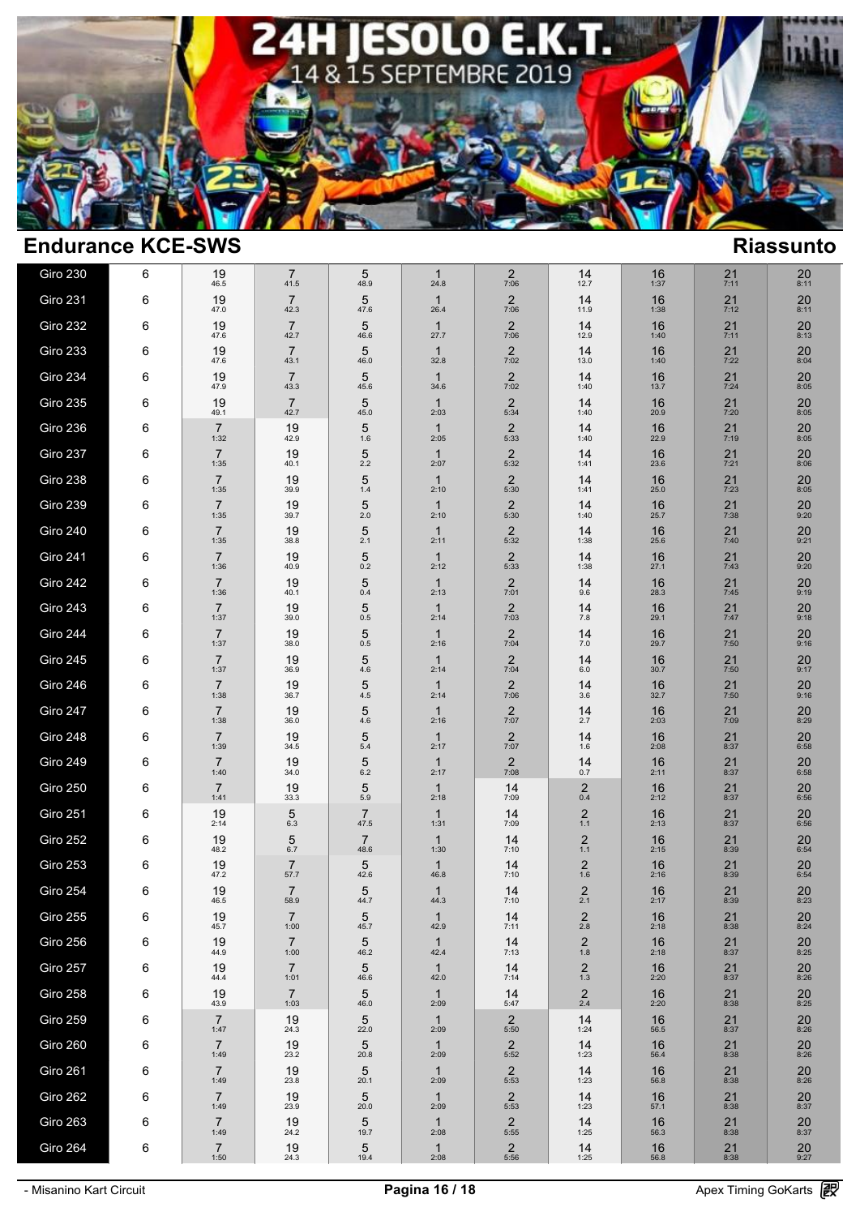# 24H JESOLO E.K.T.

14 & 15 SEPTEMBRE 2019

## Endurance KCE-SWS

## Riassunto

| | | | | | | | | | | |
|---|---|---|---|---|---|---|---|---|---|---|
| Giro 230 | 6 | 19 46.5 | 7 41.5 | 5 48.9 | 1 24.8 | 2 7:06 | 14 12.7 | 16 1:37 | 21 7:11 | 20 8:11 |
| Giro 231 | 6 | 19 47.0 | 7 42.3 | 5 47.6 | 1 26.4 | 2 7:06 | 14 11.9 | 16 1:38 | 21 7:12 | 20 8:11 |
| Giro 232 | 6 | 19 47.6 | 7 42.7 | 5 46.6 | 1 27.7 | 2 7:06 | 14 12.9 | 16 1:40 | 21 7:11 | 20 8:13 |
| Giro 233 | 6 | 19 47.6 | 7 43.1 | 5 46.0 | 1 32.8 | 2 7:02 | 14 13.0 | 16 1:40 | 21 7:22 | 20 8:04 |
| Giro 234 | 6 | 19 47.9 | 7 43.3 | 5 45.6 | 1 34.6 | 2 7:02 | 14 1:40 | 16 13.7 | 21 7:24 | 20 8:05 |
| Giro 235 | 6 | 19 49.1 | 7 42.7 | 5 45.0 | 1 2:03 | 2 5:34 | 14 1:40 | 16 20.9 | 21 7:20 | 20 8:05 |
| Giro 236 | 6 | 7 1:32 | 19 42.9 | 5 1.6 | 1 2:05 | 2 5:33 | 14 1:40 | 16 22.9 | 21 7:19 | 20 8:05 |
| Giro 237 | 6 | 7 1:35 | 19 40.1 | 5 2.2 | 1 2:07 | 2 5:32 | 14 1:41 | 16 23.6 | 21 7:21 | 20 8:06 |
| Giro 238 | 6 | 7 1:35 | 19 39.9 | 5 1.4 | 1 2:10 | 2 5:30 | 14 1:41 | 16 25.0 | 21 7:23 | 20 8:05 |
| Giro 239 | 6 | 7 1:35 | 19 39.7 | 5 2.0 | 1 2:10 | 2 5:30 | 14 1:40 | 16 25.7 | 21 7:38 | 20 9:20 |
| Giro 240 | 6 | 7 1:35 | 19 38.8 | 5 2.1 | 1 2:11 | 2 5:32 | 14 1:38 | 16 25.6 | 21 7:40 | 20 9:21 |
| Giro 241 | 6 | 7 1:36 | 19 40.9 | 5 0.2 | 1 2:12 | 2 5:33 | 14 1:38 | 16 27.1 | 21 7:43 | 20 9:20 |
| Giro 242 | 6 | 7 1:36 | 19 40.1 | 5 0.4 | 1 2:13 | 2 7:01 | 14 9.6 | 16 28.3 | 21 7:45 | 20 9:19 |
| Giro 243 | 6 | 7 1:37 | 19 39.0 | 5 0.5 | 1 2:14 | 2 7:03 | 14 7.8 | 16 29.1 | 21 7:47 | 20 9:18 |
| Giro 244 | 6 | 7 1:37 | 19 38.0 | 5 0.5 | 1 2:16 | 2 7:04 | 14 7.0 | 16 29.7 | 21 7:50 | 20 9:16 |
| Giro 245 | 6 | 7 1:37 | 19 36.9 | 5 4.6 | 1 2:14 | 2 7:04 | 14 6.0 | 16 30.7 | 21 7:50 | 20 9:17 |
| Giro 246 | 6 | 7 1:38 | 19 36.7 | 5 4.5 | 1 2:14 | 2 7:06 | 14 3.6 | 16 32.7 | 21 7:50 | 20 9:16 |
| Giro 247 | 6 | 7 1:38 | 19 36.0 | 5 4.6 | 1 2:16 | 2 7:07 | 14 2.7 | 16 2:03 | 21 7:09 | 20 8:29 |
| Giro 248 | 6 | 7 1:39 | 19 34.5 | 5 5.4 | 1 2:17 | 2 7:07 | 14 1.6 | 16 2:08 | 21 8:37 | 20 6:58 |
| Giro 249 | 6 | 7 1:40 | 19 34.0 | 5 6.2 | 1 2:17 | 2 7:08 | 14 0.7 | 16 2:11 | 21 8:37 | 20 6:58 |
| Giro 250 | 6 | 7 1:41 | 19 33.3 | 5 5.9 | 1 2:18 | 14 7:09 | 2 0.4 | 16 2:12 | 21 8:37 | 20 6:56 |
| Giro 251 | 6 | 19 2:14 | 5 6.3 | 7 47.5 | 1 1:31 | 14 7:09 | 2 1.1 | 16 2:13 | 21 8:37 | 20 6:56 |
| Giro 252 | 6 | 19 48.2 | 5 6.7 | 7 48.6 | 1 1:30 | 14 7:10 | 2 1.1 | 16 2:15 | 21 8:39 | 20 6:54 |
| Giro 253 | 6 | 19 47.2 | 7 57.7 | 5 42.6 | 1 46.8 | 14 7:10 | 2 1.6 | 16 2:16 | 21 8:39 | 20 6:54 |
| Giro 254 | 6 | 19 46.5 | 7 58.9 | 5 44.7 | 1 44.3 | 14 7:10 | 2 2.1 | 16 2:17 | 21 8:39 | 20 8:23 |
| Giro 255 | 6 | 19 45.7 | 7 1:00 | 5 45.7 | 1 42.9 | 14 7:11 | 2 2.8 | 16 2:18 | 21 8:38 | 20 8:24 |
| Giro 256 | 6 | 19 44.9 | 7 1:00 | 5 46.2 | 1 42.4 | 14 7:13 | 2 1.8 | 16 2:18 | 21 8:37 | 20 8:25 |
| Giro 257 | 6 | 19 44.4 | 7 1:01 | 5 46.6 | 1 42.0 | 14 7:14 | 2 1.3 | 16 2:20 | 21 8:37 | 20 8:26 |
| Giro 258 | 6 | 19 43.9 | 7 1:03 | 5 46.0 | 1 2:09 | 14 5:47 | 2 2.4 | 16 2:20 | 21 8:38 | 20 8:25 |
| Giro 259 | 6 | 7 1:47 | 19 24.3 | 5 22.0 | 1 2:09 | 2 5:50 | 14 1:24 | 16 56.5 | 21 8:37 | 20 8:26 |
| Giro 260 | 6 | 7 1:49 | 19 23.2 | 5 20.8 | 1 2:09 | 2 5:52 | 14 1:23 | 16 56.4 | 21 8:38 | 20 8:26 |
| Giro 261 | 6 | 7 1:49 | 19 23.8 | 5 20.1 | 1 2:09 | 2 5:53 | 14 1:23 | 16 56.8 | 21 8:38 | 20 8:26 |
| Giro 262 | 6 | 7 1:49 | 19 23.9 | 5 20.0 | 1 2:09 | 2 5:53 | 14 1:23 | 16 57.1 | 21 8:38 | 20 8:37 |
| Giro 263 | 6 | 7 1:49 | 19 24.2 | 5 19.7 | 1 2:08 | 2 5:55 | 14 1:25 | 16 56.3 | 21 8:38 | 20 8:37 |
| Giro 264 | 6 | 7 1:50 | 19 24.3 | 5 19.4 | 1 2:08 | 2 5:56 | 14 1:25 | 16 56.8 | 21 8:38 | 20 9:27 |

- Misanino Kart Circuit

Apex Timing GoKarts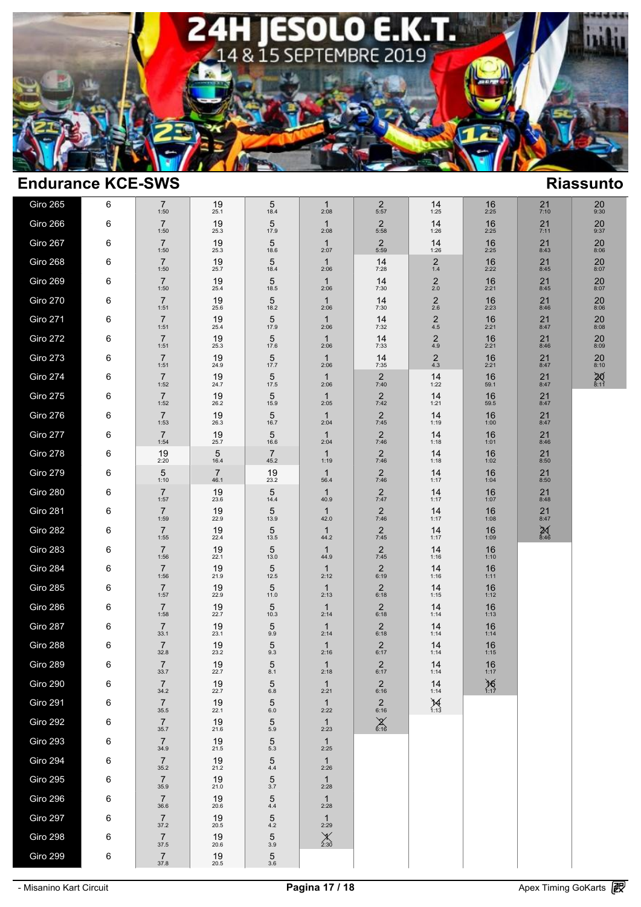# 24H JESOLO E.K.T.

14 & 15 SEPTEMBRE 2019

## Endurance KCE-SWS

## Riassunto

| | | | | | | | | | | |
|---|---|---|---|---|---|---|---|---|---|---|
| Giro 265 | 6 | 7 1:50 | 19 25.1 | 5 18.4 | 1 2:08 | 2 5:57 | 14 1:25 | 16 2:25 | 21 7:10 | 20 9:30 |
| Giro 266 | 6 | 7 1:50 | 19 25.3 | 5 17.9 | 1 2:08 | 2 5:58 | 14 1:26 | 16 2:25 | 21 7:11 | 20 9:37 |
| Giro 267 | 6 | 7 1:50 | 19 25.3 | 5 18.6 | 1 2:07 | 2 5:59 | 14 1:26 | 16 2:25 | 21 8:43 | 20 8:06 |
| Giro 268 | 6 | 7 1:50 | 19 25.7 | 5 18.4 | 1 2:06 | 14 7:28 | 2 1.4 | 16 2:22 | 21 8:45 | 20 8:07 |
| Giro 269 | 6 | 7 1:50 | 19 25.4 | 5 18.5 | 1 2:06 | 14 7:30 | 2 2.0 | 16 2:21 | 21 8:45 | 20 8:07 |
| Giro 270 | 6 | 7 1:51 | 19 25.6 | 5 18.2 | 1 2:06 | 14 7:30 | 2 2.6 | 16 2:23 | 21 8:46 | 20 8:06 |
| Giro 271 | 6 | 7 1:51 | 19 25.4 | 5 17.9 | 1 2:06 | 14 7:32 | 2 4.5 | 16 2:21 | 21 8:47 | 20 8:08 |
| Giro 272 | 6 | 7 1:51 | 19 25.3 | 5 17.6 | 1 2:06 | 14 7:33 | 2 4.9 | 16 2:21 | 21 8:46 | 20 8:09 |
| Giro 273 | 6 | 7 1:51 | 19 24.9 | 5 17.7 | 1 2:06 | 14 7:35 | 2 4.3 | 16 2:21 | 21 8:47 | 20 8:10 |
| Giro 274 | 6 | 7 1:52 | 19 24.7 | 5 17.5 | 1 2:06 | 2 7:40 | 14 1:22 | 16 59.1 | 21 8:47 | ~~20~~ 8:11 |
| Giro 275 | 6 | 7 1:52 | 19 26.2 | 5 15.9 | 1 2:05 | 2 7:42 | 14 1:21 | 16 59.5 | 21 8:47 | |
| Giro 276 | 6 | 7 1:53 | 19 26.3 | 5 16.7 | 1 2:04 | 2 7:45 | 14 1:19 | 16 1:00 | 21 8:47 | |
| Giro 277 | 6 | 7 1:54 | 19 25.7 | 5 16.6 | 1 2:04 | 2 7:46 | 14 1:18 | 16 1:01 | 21 8:46 | |
| Giro 278 | 6 | 19 2:20 | 5 16.4 | 7 45.2 | 1 1:19 | 2 7:46 | 14 1:18 | 16 1:02 | 21 8:50 | |
| Giro 279 | 6 | 5 1:10 | 7 46.1 | 19 23.2 | 1 56.4 | 2 7:46 | 14 1:17 | 16 1:04 | 21 8:50 | |
| Giro 280 | 6 | 7 1:57 | 19 23.6 | 5 14.4 | 1 40.9 | 2 7:47 | 14 1:17 | 16 1:07 | 21 8:48 | |
| Giro 281 | 6 | 7 1:59 | 19 22.9 | 5 13.9 | 1 42.0 | 2 7:46 | 14 1:17 | 16 1:08 | 21 8:47 | |
| Giro 282 | 6 | 7 1:55 | 19 22.4 | 5 13.5 | 1 44.2 | 2 7:45 | 14 1:17 | 16 1:09 | ~~21~~ 8:46 | |
| Giro 283 | 6 | 7 1:56 | 19 22.1 | 5 13.0 | 1 44.9 | 2 7:45 | 14 1:16 | 16 1:10 | | |
| Giro 284 | 6 | 7 1:56 | 19 21.9 | 5 12.5 | 1 2:12 | 2 6:19 | 14 1:16 | 16 1:11 | | |
| Giro 285 | 6 | 7 1:57 | 19 22.9 | 5 11.0 | 1 2:13 | 2 6:18 | 14 1:15 | 16 1:12 | | |
| Giro 286 | 6 | 7 1:58 | 19 22.7 | 5 10.3 | 1 2:14 | 2 6:18 | 14 1:14 | 16 1:13 | | |
| Giro 287 | 6 | 7 33.1 | 19 23.1 | 5 9.9 | 1 2:14 | 2 6:18 | 14 1:14 | 16 1:14 | | |
| Giro 288 | 6 | 7 32.8 | 19 23.2 | 5 9.3 | 1 2:16 | 2 6:17 | 14 1:14 | 16 1:15 | | |
| Giro 289 | 6 | 7 33.7 | 19 22.7 | 5 8.1 | 1 2:18 | 2 6:17 | 14 1:14 | 16 1:17 | | |
| Giro 290 | 6 | 7 34.2 | 19 22.7 | 5 6.8 | 1 2:21 | 2 6:16 | 14 1:14 | ~~16~~ 1:17 | | |
| Giro 291 | 6 | 7 35.5 | 19 22.1 | 5 6.0 | 1 2:22 | 2 6:16 | ~~14~~ 1:13 | | | |
| Giro 292 | 6 | 7 35.7 | 19 21.6 | 5 5.9 | 1 2:23 | ~~2~~ 6:16 | | | | |
| Giro 293 | 6 | 7 34.9 | 19 21.5 | 5 5.3 | 1 2:25 | | | | | |
| Giro 294 | 6 | 7 35.2 | 19 21.2 | 5 4.4 | 1 2:26 | | | | | |
| Giro 295 | 6 | 7 35.9 | 19 21.0 | 5 3.7 | 1 2:28 | | | | | |
| Giro 296 | 6 | 7 36.6 | 19 20.6 | 5 4.4 | 1 2:28 | | | | | |
| Giro 297 | 6 | 7 37.2 | 19 20.5 | 5 4.2 | 1 2:29 | | | | | |
| Giro 298 | 6 | 7 37.5 | 19 20.6 | 5 3.9 | ~~1~~ 2:30 | | | | | |
| Giro 299 | 6 | 7 37.8 | 19 20.5 | 5 3.6 | | | | | | |

- Misanino Kart Circuit

Apex Timing GoKarts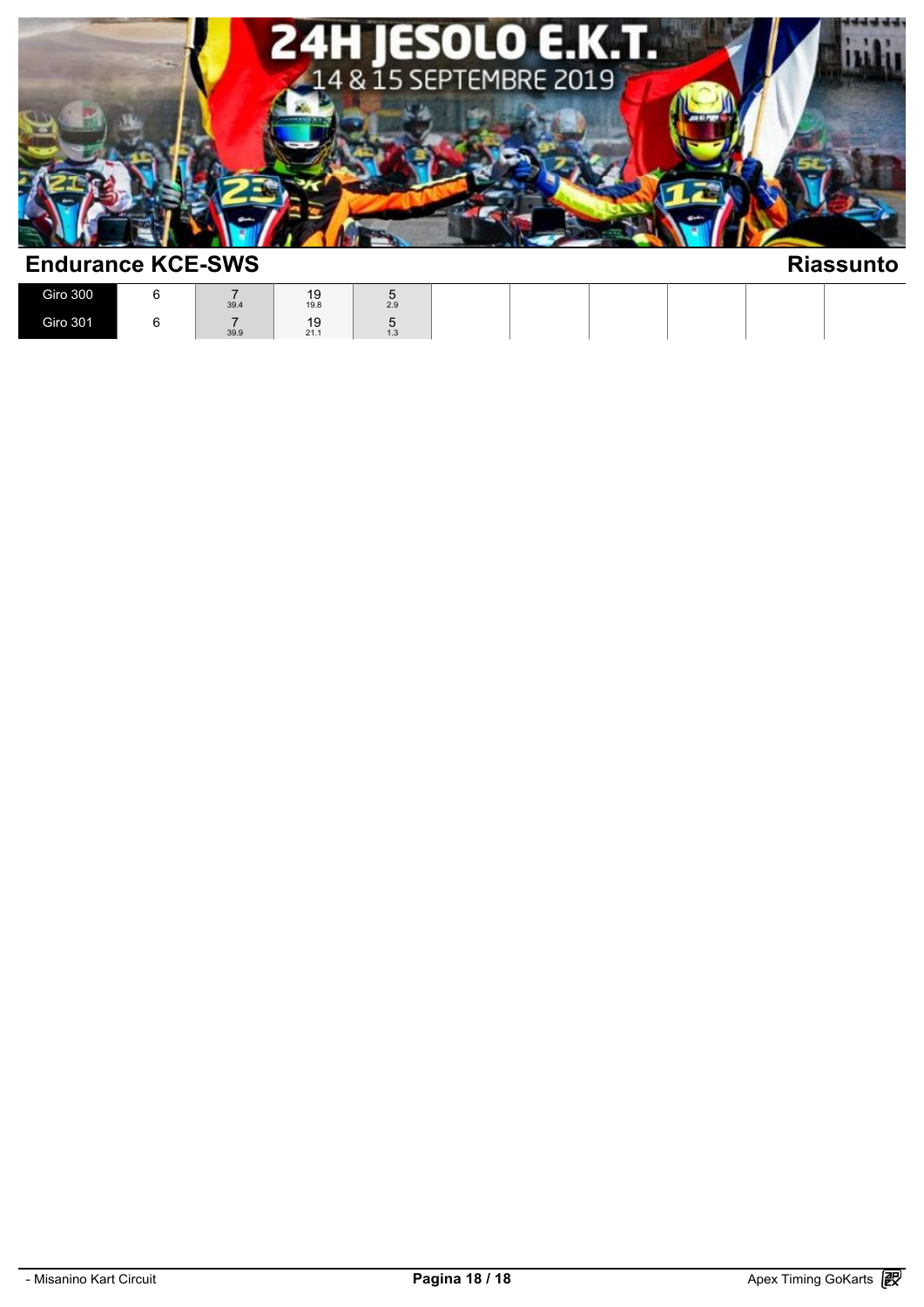## Endurance KCE-SWS

## Riassunto

| | | | | | | | | | | |
|---|---|---|---|---|---|---|---|---|---|---|
| Giro 300 | 6 | 7 39.4 | 19 19.8 | 5 2.9 | | | | | | |
| Giro 301 | 6 | 7 39.9 | 19 21.1 | 5 1.3 | | | | | | |